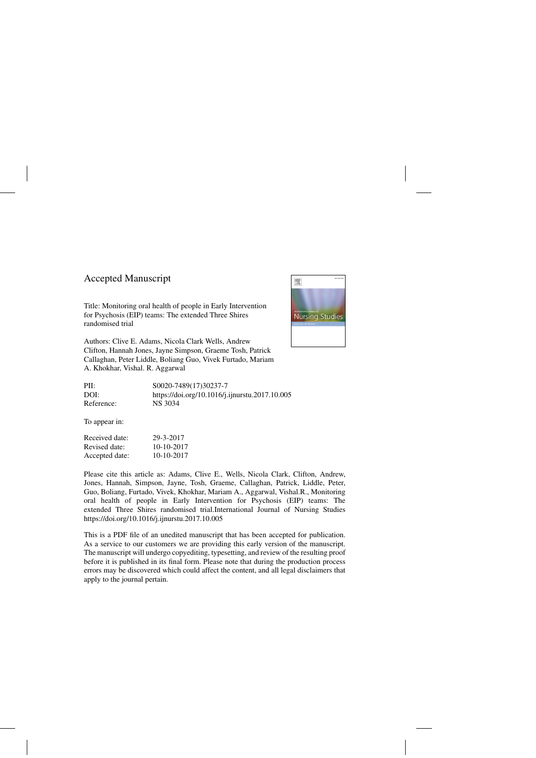# Accepted Manuscript

Title: Monitoring oral health of people in Early Intervention for Psychosis (EIP) teams: The extended Three Shires randomised trial

Authors: Clive E. Adams, Nicola Clark Wells, Andrew Clifton, Hannah Jones, Jayne Simpson, Graeme Tosh, Patrick Callaghan, Peter Liddle, Boliang Guo, Vivek Furtado, Mariam A. Khokhar, Vishal. R. Aggarwal

| | |
|---|---|
| PII: | S0020-7489(17)30237-7 |
| DOI: | https://doi.org/10.1016/j.ijnurstu.2017.10.005 |
| Reference: | NS 3034 |

To appear in:

| | |
|---|---|
| Received date: | 29-3-2017 |
| Revised date: | 10-10-2017 |
| Accepted date: | 10-10-2017 |

Please cite this article as: Adams, Clive E., Wells, Nicola Clark, Clifton, Andrew, Jones, Hannah, Simpson, Jayne, Tosh, Graeme, Callaghan, Patrick, Liddle, Peter, Guo, Boliang, Furtado, Vivek, Khokhar, Mariam A., Aggarwal, Vishal.R., Monitoring oral health of people in Early Intervention for Psychosis (EIP) teams: The extended Three Shires randomised trial.International Journal of Nursing Studies https://doi.org/10.1016/j.ijnurstu.2017.10.005

This is a PDF file of an unedited manuscript that has been accepted for publication. As a service to our customers we are providing this early version of the manuscript. The manuscript will undergo copyediting, typesetting, and review of the resulting proof before it is published in its final form. Please note that during the production process errors may be discovered which could affect the content, and all legal disclaimers that apply to the journal pertain.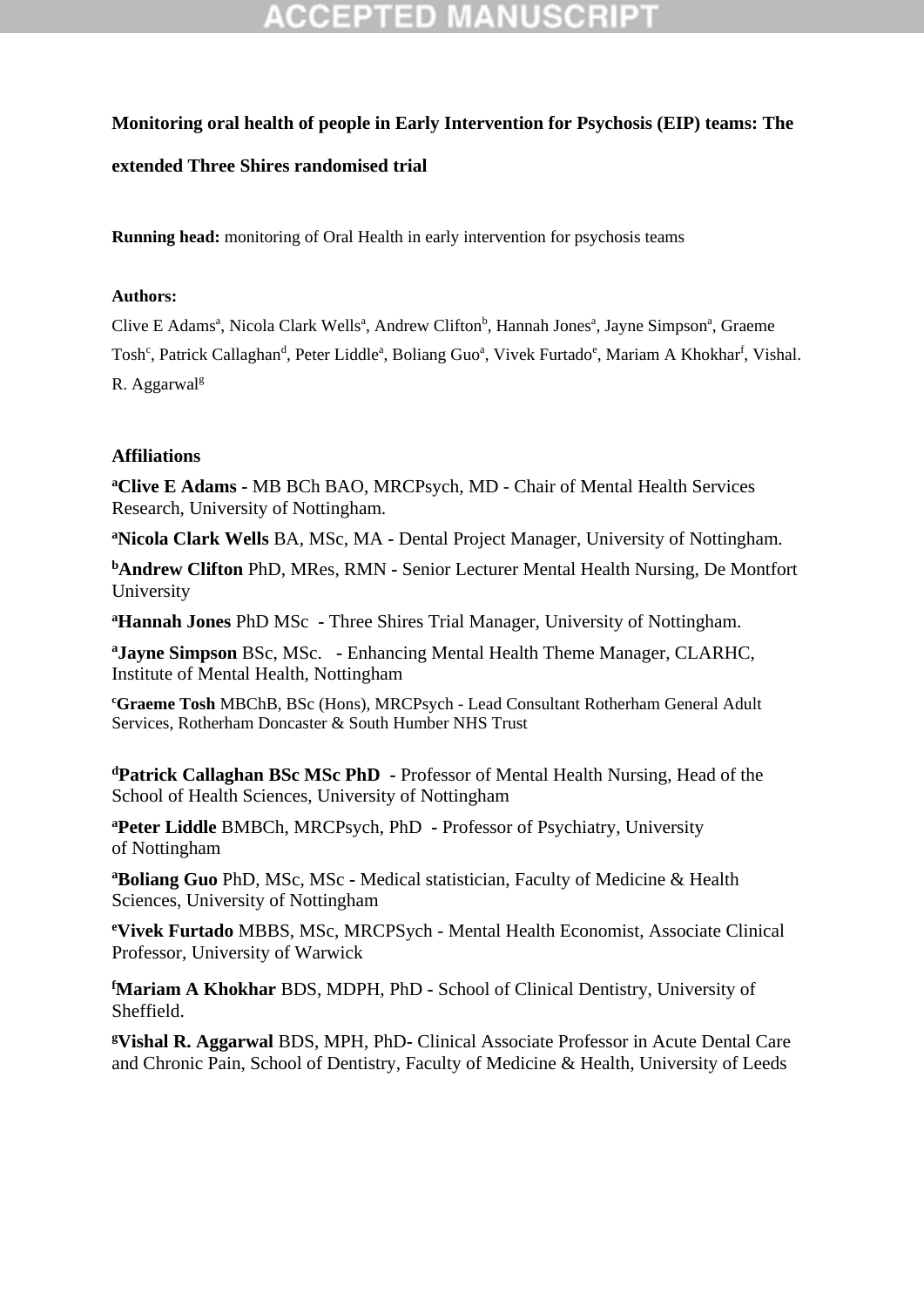**Monitoring oral health of people in Early Intervention for Psychosis (EIP) teams: The extended Three Shires randomised trial**

**Running head:** monitoring of Oral Health in early intervention for psychosis teams

**Authors:**

Clive E Adams[a], Nicola Clark Wells[a], Andrew Clifton[b], Hannah Jones[a], Jayne Simpson[a], Graeme Tosh[c], Patrick Callaghan[d], Peter Liddle[a], Boliang Guo[a], Vivek Furtado[e], Mariam A Khokhar[f], Vishal. R. Aggarwal[g]

**Affiliations**

[a]**Clive E Adams -** MB BCh BAO, MRCPsych, MD - Chair of Mental Health Services Research, University of Nottingham.

[a]**Nicola Clark Wells** BA, MSc, MA **-** Dental Project Manager, University of Nottingham.

[b]**Andrew Clifton** PhD, MRes, RMN **-** Senior Lecturer Mental Health Nursing, De Montfort University

[a]**Hannah Jones** PhD MSc **-** Three Shires Trial Manager, University of Nottingham.

[a]**Jayne Simpson** BSc, MSc. **-** Enhancing Mental Health Theme Manager, CLARHC, Institute of Mental Health, Nottingham

[c]**Graeme Tosh** MBChB, BSc (Hons), MRCPsych - Lead Consultant Rotherham General Adult Services, Rotherham Doncaster & South Humber NHS Trust

[d]**Patrick Callaghan BSc MSc PhD -** Professor of Mental Health Nursing, Head of the School of Health Sciences, University of Nottingham

[a]**Peter Liddle** BMBCh, MRCPsych, PhD **-** Professor of Psychiatry, University of Nottingham

[a]**Boliang Guo** PhD, MSc, MSc - Medical statistician, Faculty of Medicine & Health Sciences, University of Nottingham

[e]**Vivek Furtado** MBBS, MSc, MRCPSych - Mental Health Economist, Associate Clinical Professor, University of Warwick

[f]**Mariam A Khokhar** BDS, MDPH, PhD - School of Clinical Dentistry, University of Sheffield.

[g]**Vishal R. Aggarwal** BDS, MPH, PhD- Clinical Associate Professor in Acute Dental Care and Chronic Pain, School of Dentistry, Faculty of Medicine & Health, University of Leeds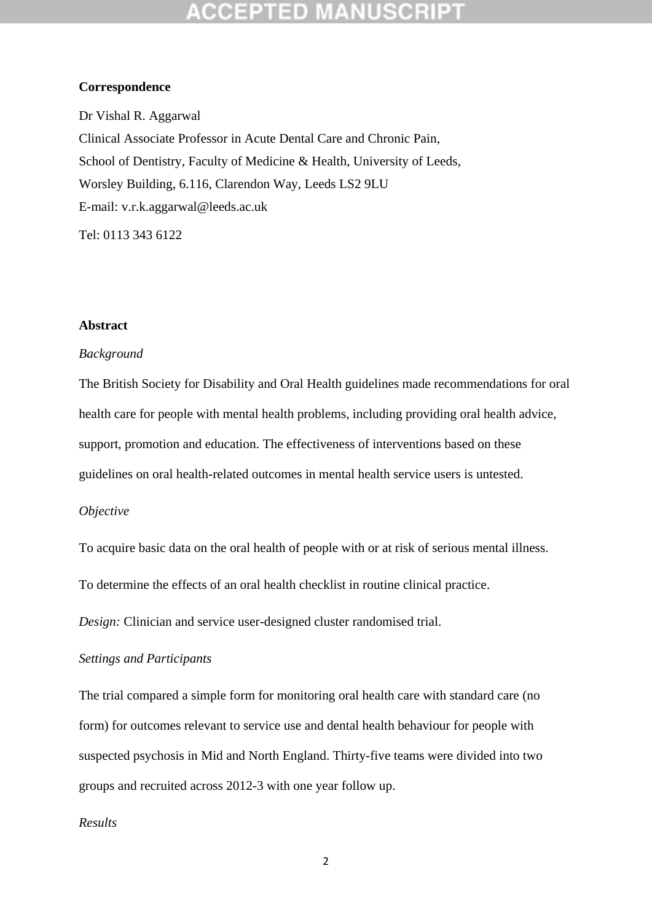**Correspondence**

Dr Vishal R. Aggarwal

Clinical Associate Professor in Acute Dental Care and Chronic Pain,

School of Dentistry, Faculty of Medicine & Health, University of Leeds,

Worsley Building, 6.116, Clarendon Way, Leeds LS2 9LU

E-mail: v.r.k.aggarwal@leeds.ac.uk

Tel: 0113 343 6122

**Abstract**

*Background*

The British Society for Disability and Oral Health guidelines made recommendations for oral health care for people with mental health problems, including providing oral health advice, support, promotion and education. The effectiveness of interventions based on these guidelines on oral health-related outcomes in mental health service users is untested.

*Objective*

To acquire basic data on the oral health of people with or at risk of serious mental illness.

To determine the effects of an oral health checklist in routine clinical practice.

*Design:* Clinician and service user-designed cluster randomised trial.

*Settings and Participants*

The trial compared a simple form for monitoring oral health care with standard care (no form) for outcomes relevant to service use and dental health behaviour for people with suspected psychosis in Mid and North England. Thirty-five teams were divided into two groups and recruited across 2012-3 with one year follow up.

*Results*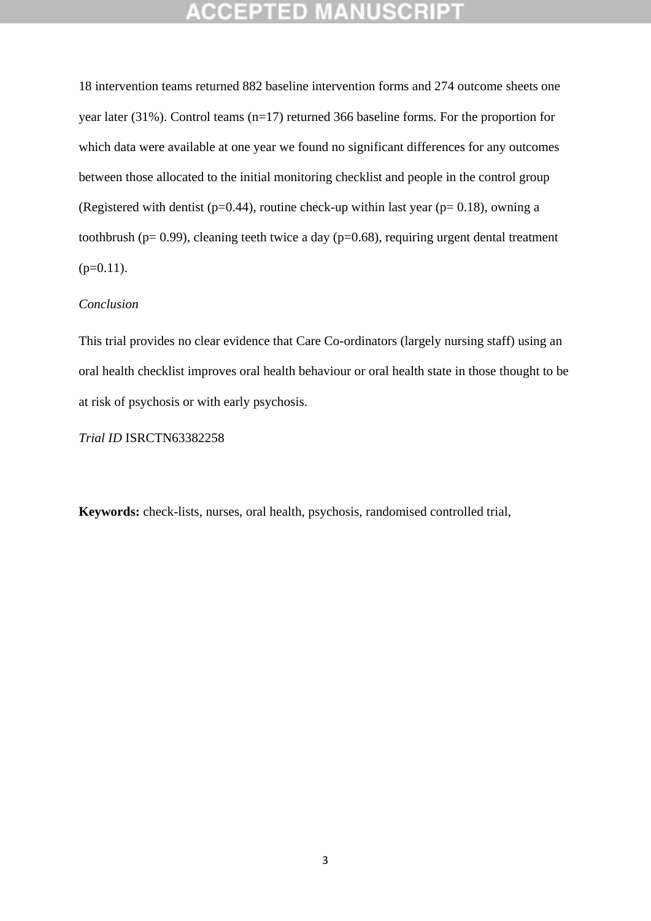18 intervention teams returned 882 baseline intervention forms and 274 outcome sheets one year later (31%). Control teams (n=17) returned 366 baseline forms. For the proportion for which data were available at one year we found no significant differences for any outcomes between those allocated to the initial monitoring checklist and people in the control group (Registered with dentist (p=0.44), routine check-up within last year (p= 0.18), owning a toothbrush (p= 0.99), cleaning teeth twice a day (p=0.68), requiring urgent dental treatment (p=0.11).

*Conclusion*

This trial provides no clear evidence that Care Co-ordinators (largely nursing staff) using an oral health checklist improves oral health behaviour or oral health state in those thought to be at risk of psychosis or with early psychosis.

*Trial ID* ISRCTN63382258

**Keywords:** check-lists, nurses, oral health, psychosis, randomised controlled trial,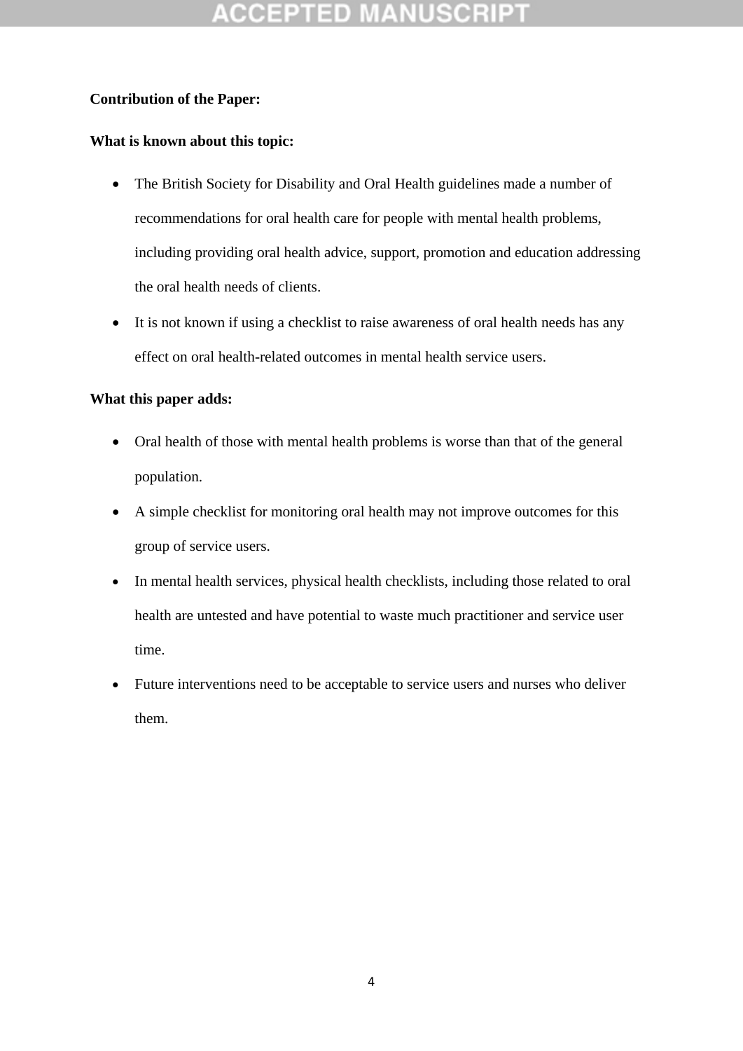**Contribution of the Paper:**

**What is known about this topic:**

- The British Society for Disability and Oral Health guidelines made a number of recommendations for oral health care for people with mental health problems, including providing oral health advice, support, promotion and education addressing the oral health needs of clients.
- It is not known if using a checklist to raise awareness of oral health needs has any effect on oral health-related outcomes in mental health service users.

**What this paper adds:**

- Oral health of those with mental health problems is worse than that of the general population.
- A simple checklist for monitoring oral health may not improve outcomes for this group of service users.
- In mental health services, physical health checklists, including those related to oral health are untested and have potential to waste much practitioner and service user time.
- Future interventions need to be acceptable to service users and nurses who deliver them.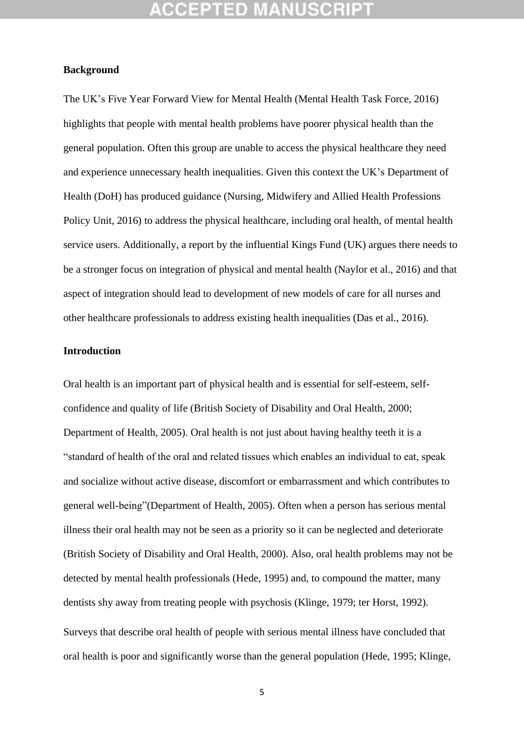## Background

The UK's Five Year Forward View for Mental Health (Mental Health Task Force, 2016) highlights that people with mental health problems have poorer physical health than the general population. Often this group are unable to access the physical healthcare they need and experience unnecessary health inequalities. Given this context the UK's Department of Health (DoH) has produced guidance (Nursing, Midwifery and Allied Health Professions Policy Unit, 2016) to address the physical healthcare, including oral health, of mental health service users. Additionally, a report by the influential Kings Fund (UK) argues there needs to be a stronger focus on integration of physical and mental health (Naylor et al., 2016) and that aspect of integration should lead to development of new models of care for all nurses and other healthcare professionals to address existing health inequalities (Das et al., 2016).

## Introduction

Oral health is an important part of physical health and is essential for self-esteem, self-confidence and quality of life (British Society of Disability and Oral Health, 2000; Department of Health, 2005). Oral health is not just about having healthy teeth it is a "standard of health of the oral and related tissues which enables an individual to eat, speak and socialize without active disease, discomfort or embarrassment and which contributes to general well-being"(Department of Health, 2005). Often when a person has serious mental illness their oral health may not be seen as a priority so it can be neglected and deteriorate (British Society of Disability and Oral Health, 2000). Also, oral health problems may not be detected by mental health professionals (Hede, 1995) and, to compound the matter, many dentists shy away from treating people with psychosis (Klinge, 1979; ter Horst, 1992).

Surveys that describe oral health of people with serious mental illness have concluded that oral health is poor and significantly worse than the general population (Hede, 1995; Klinge,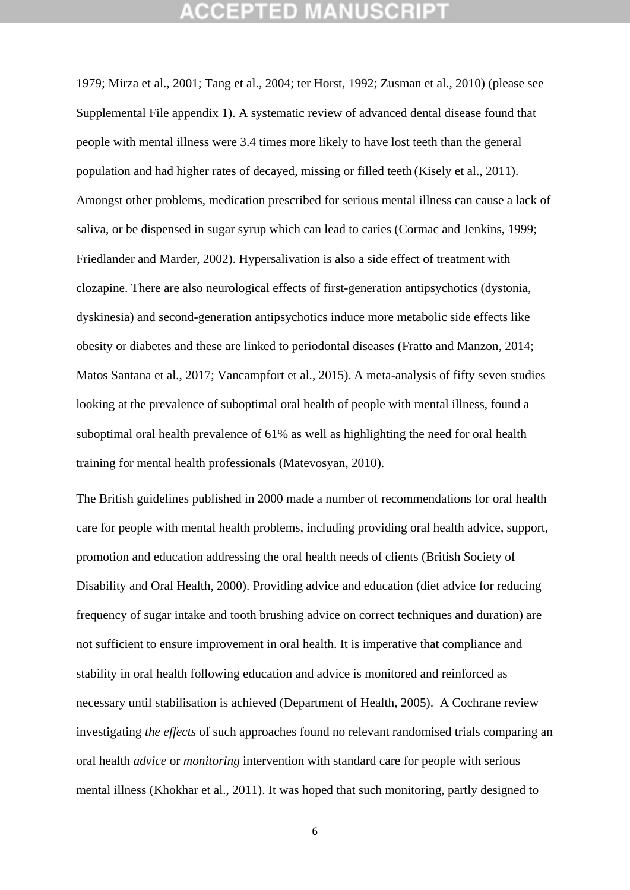1979; Mirza et al., 2001; Tang et al., 2004; ter Horst, 1992; Zusman et al., 2010) (please see Supplemental File appendix 1). A systematic review of advanced dental disease found that people with mental illness were 3.4 times more likely to have lost teeth than the general population and had higher rates of decayed, missing or filled teeth (Kisely et al., 2011). Amongst other problems, medication prescribed for serious mental illness can cause a lack of saliva, or be dispensed in sugar syrup which can lead to caries (Cormac and Jenkins, 1999; Friedlander and Marder, 2002). Hypersalivation is also a side effect of treatment with clozapine. There are also neurological effects of first-generation antipsychotics (dystonia, dyskinesia) and second-generation antipsychotics induce more metabolic side effects like obesity or diabetes and these are linked to periodontal diseases (Fratto and Manzon, 2014; Matos Santana et al., 2017; Vancampfort et al., 2015). A meta-analysis of fifty seven studies looking at the prevalence of suboptimal oral health of people with mental illness, found a suboptimal oral health prevalence of 61% as well as highlighting the need for oral health training for mental health professionals (Matevosyan, 2010).

The British guidelines published in 2000 made a number of recommendations for oral health care for people with mental health problems, including providing oral health advice, support, promotion and education addressing the oral health needs of clients (British Society of Disability and Oral Health, 2000). Providing advice and education (diet advice for reducing frequency of sugar intake and tooth brushing advice on correct techniques and duration) are not sufficient to ensure improvement in oral health. It is imperative that compliance and stability in oral health following education and advice is monitored and reinforced as necessary until stabilisation is achieved (Department of Health, 2005). A Cochrane review investigating *the effects* of such approaches found no relevant randomised trials comparing an oral health *advice* or *monitoring* intervention with standard care for people with serious mental illness (Khokhar et al., 2011). It was hoped that such monitoring, partly designed to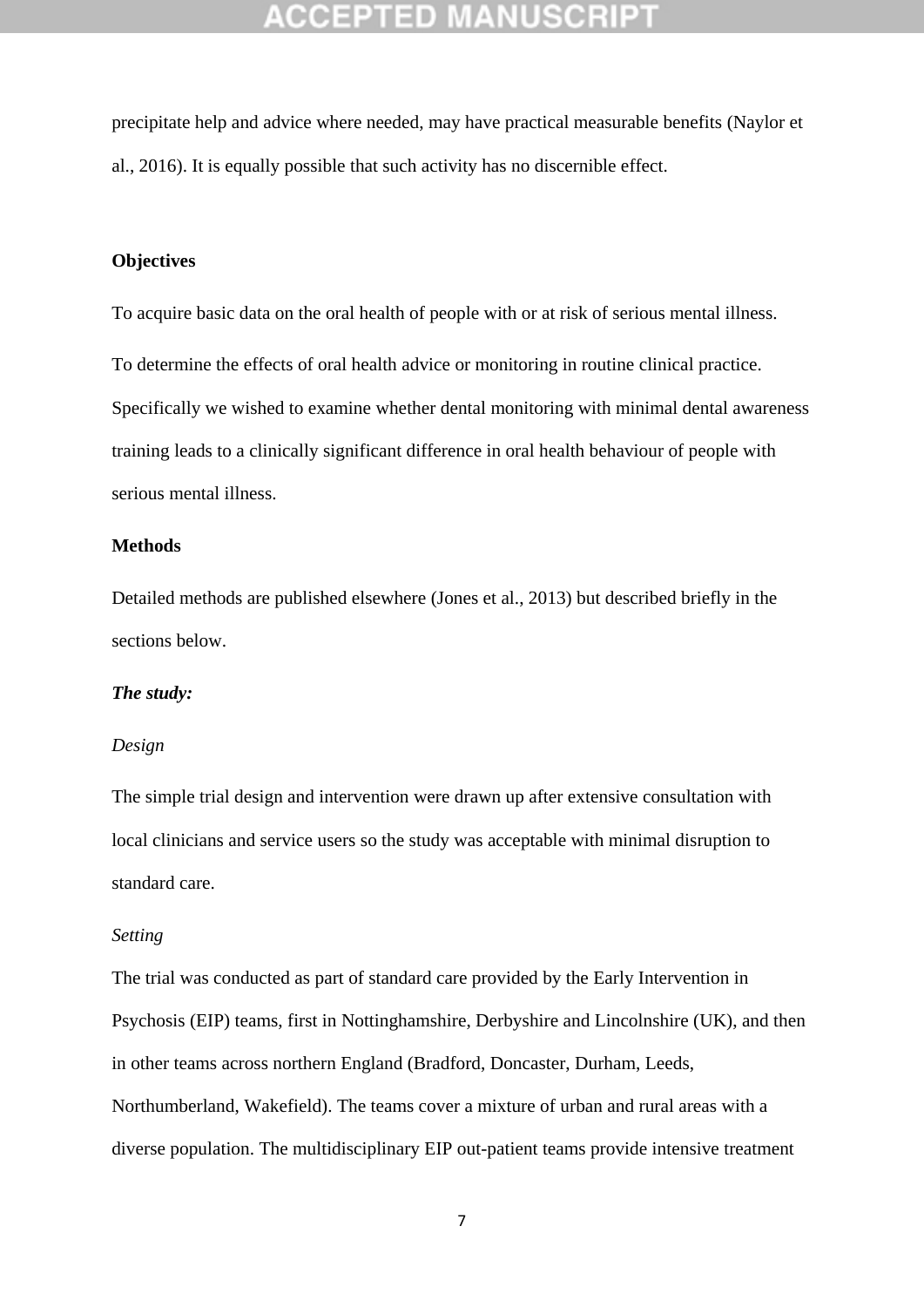precipitate help and advice where needed, may have practical measurable benefits (Naylor et al., 2016). It is equally possible that such activity has no discernible effect.

## Objectives

To acquire basic data on the oral health of people with or at risk of serious mental illness.

To determine the effects of oral health advice or monitoring in routine clinical practice. Specifically we wished to examine whether dental monitoring with minimal dental awareness training leads to a clinically significant difference in oral health behaviour of people with serious mental illness.

## Methods

Detailed methods are published elsewhere (Jones et al., 2013) but described briefly in the sections below.

### *The study:*

#### *Design*

The simple trial design and intervention were drawn up after extensive consultation with local clinicians and service users so the study was acceptable with minimal disruption to standard care.

#### *Setting*

The trial was conducted as part of standard care provided by the Early Intervention in Psychosis (EIP) teams, first in Nottinghamshire, Derbyshire and Lincolnshire (UK), and then in other teams across northern England (Bradford, Doncaster, Durham, Leeds, Northumberland, Wakefield). The teams cover a mixture of urban and rural areas with a diverse population. The multidisciplinary EIP out-patient teams provide intensive treatment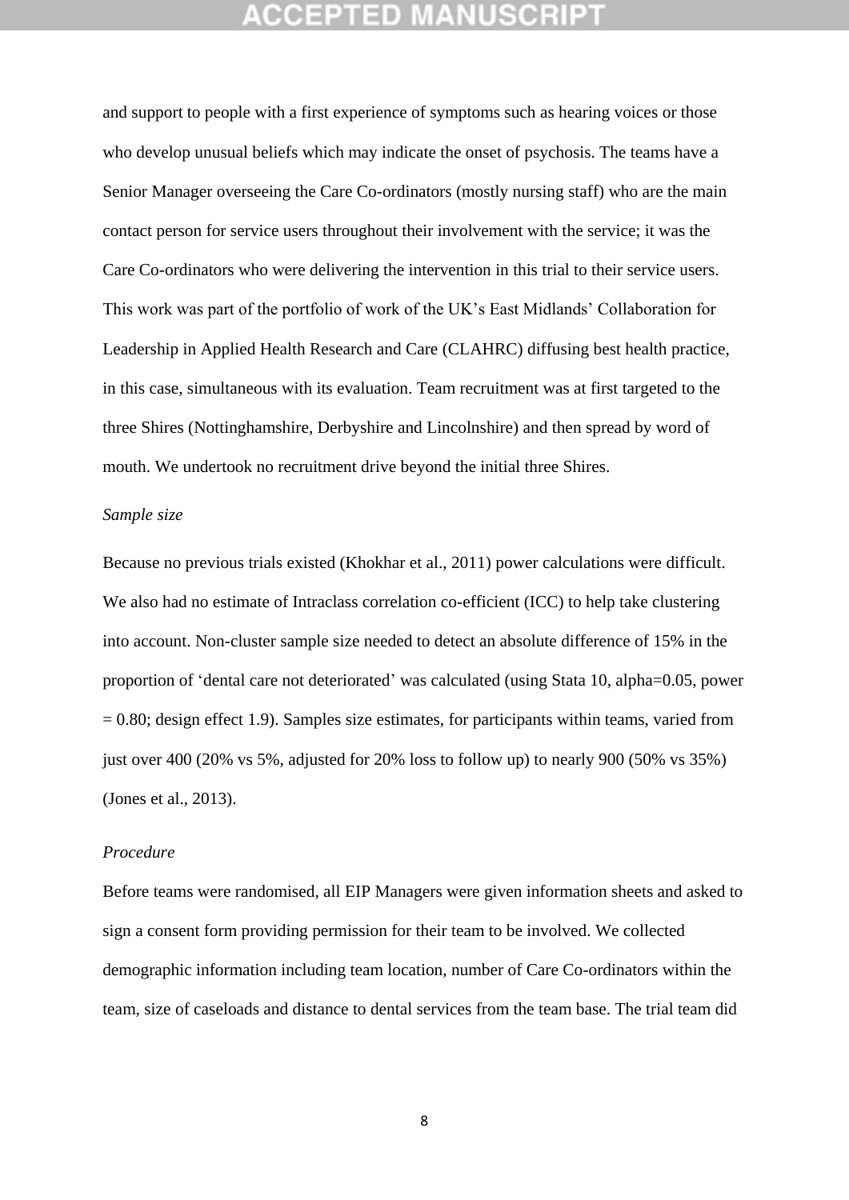and support to people with a first experience of symptoms such as hearing voices or those who develop unusual beliefs which may indicate the onset of psychosis. The teams have a Senior Manager overseeing the Care Co-ordinators (mostly nursing staff) who are the main contact person for service users throughout their involvement with the service; it was the Care Co-ordinators who were delivering the intervention in this trial to their service users. This work was part of the portfolio of work of the UK's East Midlands' Collaboration for Leadership in Applied Health Research and Care (CLAHRC) diffusing best health practice, in this case, simultaneous with its evaluation. Team recruitment was at first targeted to the three Shires (Nottinghamshire, Derbyshire and Lincolnshire) and then spread by word of mouth. We undertook no recruitment drive beyond the initial three Shires.

*Sample size*

Because no previous trials existed (Khokhar et al., 2011) power calculations were difficult. We also had no estimate of Intraclass correlation co-efficient (ICC) to help take clustering into account. Non-cluster sample size needed to detect an absolute difference of 15% in the proportion of 'dental care not deteriorated' was calculated (using Stata 10, alpha=0.05, power = 0.80; design effect 1.9). Samples size estimates, for participants within teams, varied from just over 400 (20% vs 5%, adjusted for 20% loss to follow up) to nearly 900 (50% vs 35%) (Jones et al., 2013).

*Procedure*

Before teams were randomised, all EIP Managers were given information sheets and asked to sign a consent form providing permission for their team to be involved. We collected demographic information including team location, number of Care Co-ordinators within the team, size of caseloads and distance to dental services from the team base. The trial team did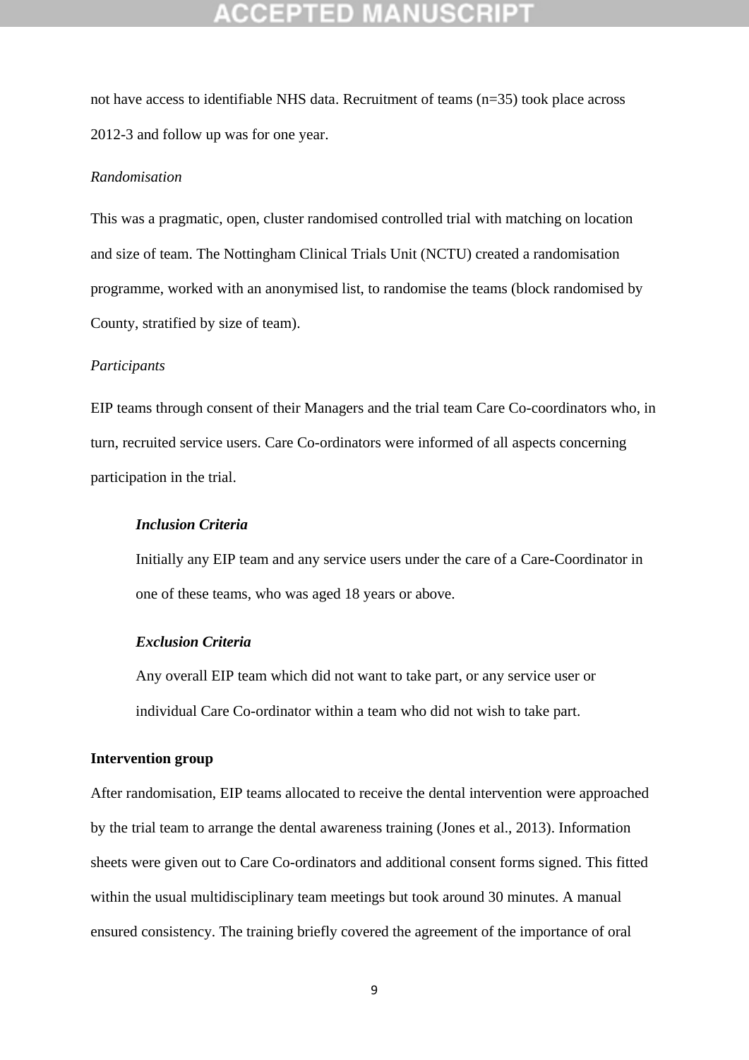not have access to identifiable NHS data. Recruitment of teams (n=35) took place across 2012-3 and follow up was for one year.

*Randomisation*

This was a pragmatic, open, cluster randomised controlled trial with matching on location and size of team. The Nottingham Clinical Trials Unit (NCTU) created a randomisation programme, worked with an anonymised list, to randomise the teams (block randomised by County, stratified by size of team).

*Participants*

EIP teams through consent of their Managers and the trial team Care Co-coordinators who, in turn, recruited service users. Care Co-ordinators were informed of all aspects concerning participation in the trial.

***Inclusion Criteria***

Initially any EIP team and any service users under the care of a Care-Coordinator in one of these teams, who was aged 18 years or above.

***Exclusion Criteria***

Any overall EIP team which did not want to take part, or any service user or individual Care Co-ordinator within a team who did not wish to take part.

**Intervention group**

After randomisation, EIP teams allocated to receive the dental intervention were approached by the trial team to arrange the dental awareness training (Jones et al., 2013). Information sheets were given out to Care Co-ordinators and additional consent forms signed. This fitted within the usual multidisciplinary team meetings but took around 30 minutes. A manual ensured consistency. The training briefly covered the agreement of the importance of oral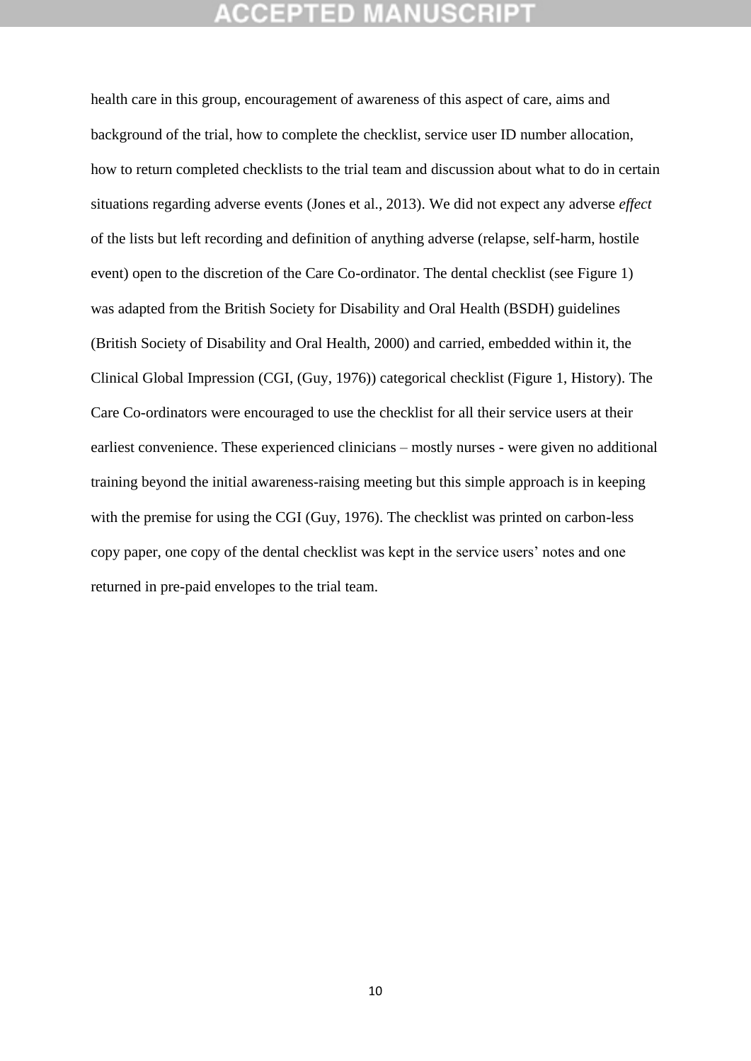health care in this group, encouragement of awareness of this aspect of care, aims and background of the trial, how to complete the checklist, service user ID number allocation, how to return completed checklists to the trial team and discussion about what to do in certain situations regarding adverse events (Jones et al., 2013). We did not expect any adverse *effect* of the lists but left recording and definition of anything adverse (relapse, self-harm, hostile event) open to the discretion of the Care Co-ordinator. The dental checklist (see Figure 1) was adapted from the British Society for Disability and Oral Health (BSDH) guidelines (British Society of Disability and Oral Health, 2000) and carried, embedded within it, the Clinical Global Impression (CGI, (Guy, 1976)) categorical checklist (Figure 1, History). The Care Co-ordinators were encouraged to use the checklist for all their service users at their earliest convenience. These experienced clinicians – mostly nurses - were given no additional training beyond the initial awareness-raising meeting but this simple approach is in keeping with the premise for using the CGI (Guy, 1976). The checklist was printed on carbon-less copy paper, one copy of the dental checklist was kept in the service users' notes and one returned in pre-paid envelopes to the trial team.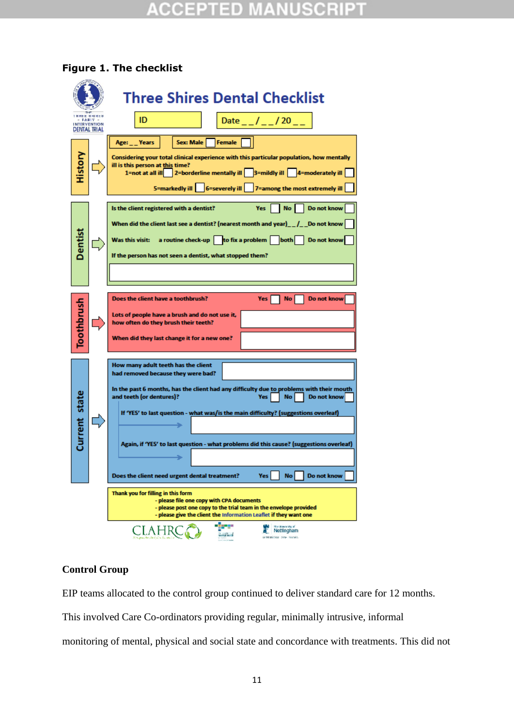**Figure 1. The checklist**

# Three Shires Dental Checklist

ID

Date __/__/ 20__

**History**

Age: __ Years

Sex: Male ☐ Female ☐

Considering your total clinical experience with this particular population, how mentally ill is this person at this time?

1=not at all ill ☐ 2=borderline mentally ill ☐ 3=mildly ill ☐ 4=moderately ill ☐

5=markedly ill ☐ 6=severely ill ☐ 7=among the most extremely ill ☐

**Dentist**

Is the client registered with a dentist? Yes ☐ No ☐ Do not know ☐

When did the client last see a dentist? (nearest month and year)__/__ Do not know ☐

Was this visit: a routine check-up ☐ to fix a problem ☐ both ☐ Do not know ☐

If the person has not seen a dentist, what stopped them?

**Toothbrush**

Does the client have a toothbrush? Yes ☐ No ☐ Do not know ☐

Lots of people have a brush and do not use it, how often do they brush their teeth?

When did they last change it for a new one?

**Current state**

How many adult teeth has the client had removed because they were bad?

In the past 6 months, has the client had any difficulty due to problems with their mouth and teeth (or dentures)? Yes ☐ No ☐ Do not know ☐

If 'YES' to last question - what was/is the main difficulty? (suggestions overleaf)

Again, if 'YES' to last question - what problems did this cause? (suggestions overleaf)

Does the client need urgent dental treatment? Yes ☐ No ☐ Do not know ☐

Thank you for filling in this form
- please file one copy with CPA documents
- please post one copy to the trial team in the envelope provided
- please give the client the Information Leaflet if they want one

### Control Group

EIP teams allocated to the control group continued to deliver standard care for 12 months. This involved Care Co-ordinators providing regular, minimally intrusive, informal monitoring of mental, physical and social state and concordance with treatments. This did not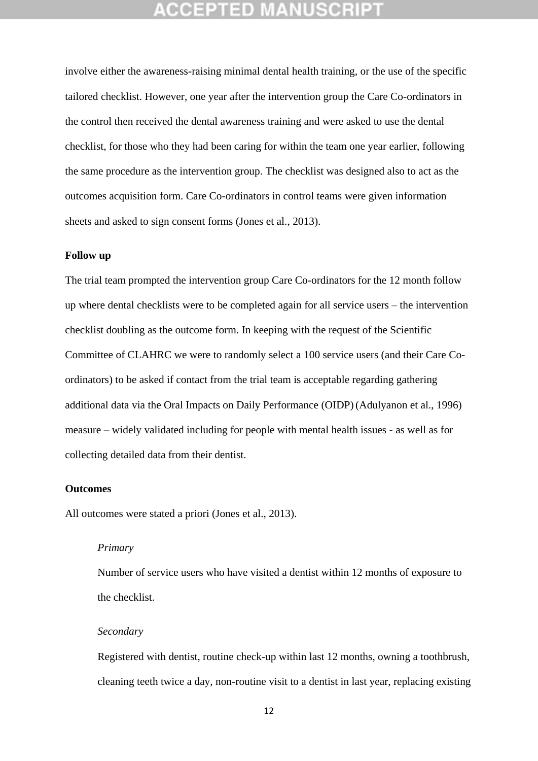involve either the awareness-raising minimal dental health training, or the use of the specific tailored checklist. However, one year after the intervention group the Care Co-ordinators in the control then received the dental awareness training and were asked to use the dental checklist, for those who they had been caring for within the team one year earlier, following the same procedure as the intervention group. The checklist was designed also to act as the outcomes acquisition form. Care Co-ordinators in control teams were given information sheets and asked to sign consent forms (Jones et al., 2013).

**Follow up**

The trial team prompted the intervention group Care Co-ordinators for the 12 month follow up where dental checklists were to be completed again for all service users – the intervention checklist doubling as the outcome form. In keeping with the request of the Scientific Committee of CLAHRC we were to randomly select a 100 service users (and their Care Co-ordinators) to be asked if contact from the trial team is acceptable regarding gathering additional data via the Oral Impacts on Daily Performance (OIDP) (Adulyanon et al., 1996) measure – widely validated including for people with mental health issues - as well as for collecting detailed data from their dentist.

**Outcomes**

All outcomes were stated a priori (Jones et al., 2013).

*Primary*

Number of service users who have visited a dentist within 12 months of exposure to the checklist.

*Secondary*

Registered with dentist, routine check-up within last 12 months, owning a toothbrush, cleaning teeth twice a day, non-routine visit to a dentist in last year, replacing existing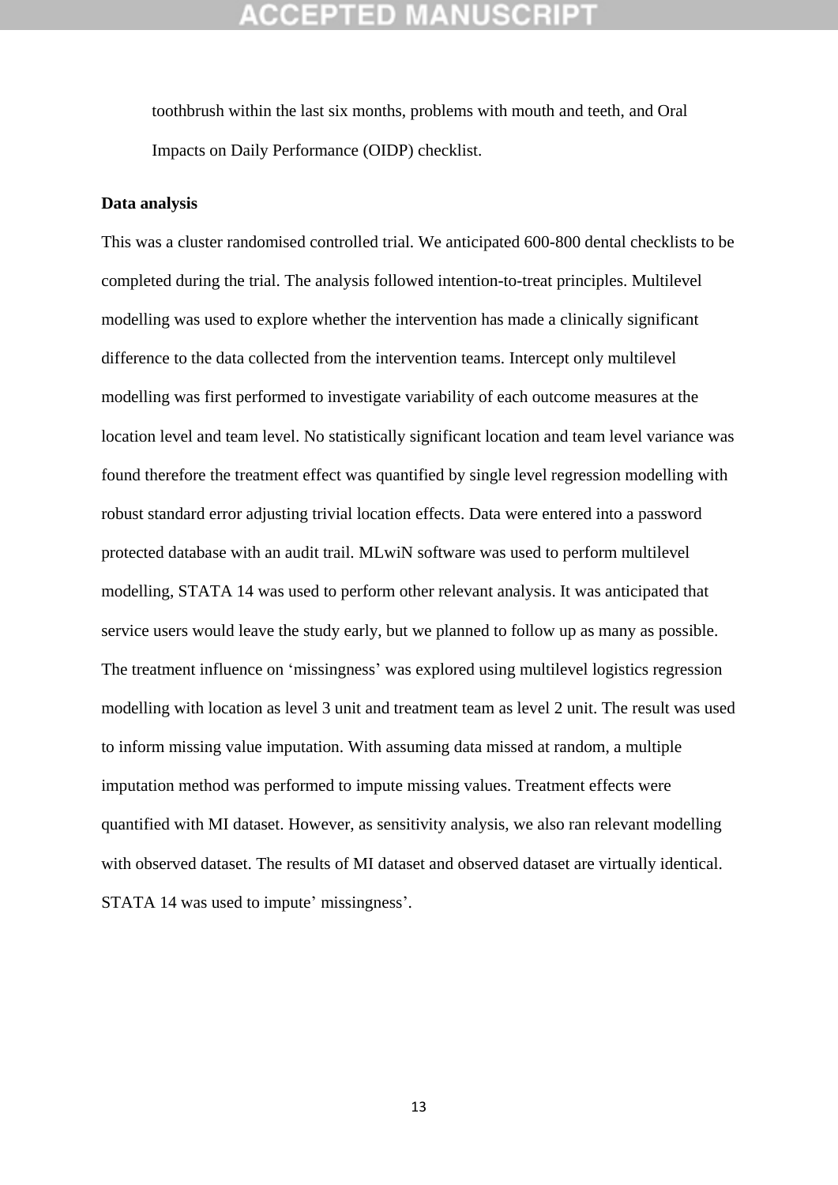toothbrush within the last six months, problems with mouth and teeth, and Oral Impacts on Daily Performance (OIDP) checklist.

**Data analysis**

This was a cluster randomised controlled trial. We anticipated 600-800 dental checklists to be completed during the trial. The analysis followed intention-to-treat principles. Multilevel modelling was used to explore whether the intervention has made a clinically significant difference to the data collected from the intervention teams. Intercept only multilevel modelling was first performed to investigate variability of each outcome measures at the location level and team level. No statistically significant location and team level variance was found therefore the treatment effect was quantified by single level regression modelling with robust standard error adjusting trivial location effects. Data were entered into a password protected database with an audit trail. MLwiN software was used to perform multilevel modelling, STATA 14 was used to perform other relevant analysis. It was anticipated that service users would leave the study early, but we planned to follow up as many as possible. The treatment influence on 'missingness' was explored using multilevel logistics regression modelling with location as level 3 unit and treatment team as level 2 unit. The result was used to inform missing value imputation. With assuming data missed at random, a multiple imputation method was performed to impute missing values. Treatment effects were quantified with MI dataset. However, as sensitivity analysis, we also ran relevant modelling with observed dataset. The results of MI dataset and observed dataset are virtually identical. STATA 14 was used to impute' missingness'.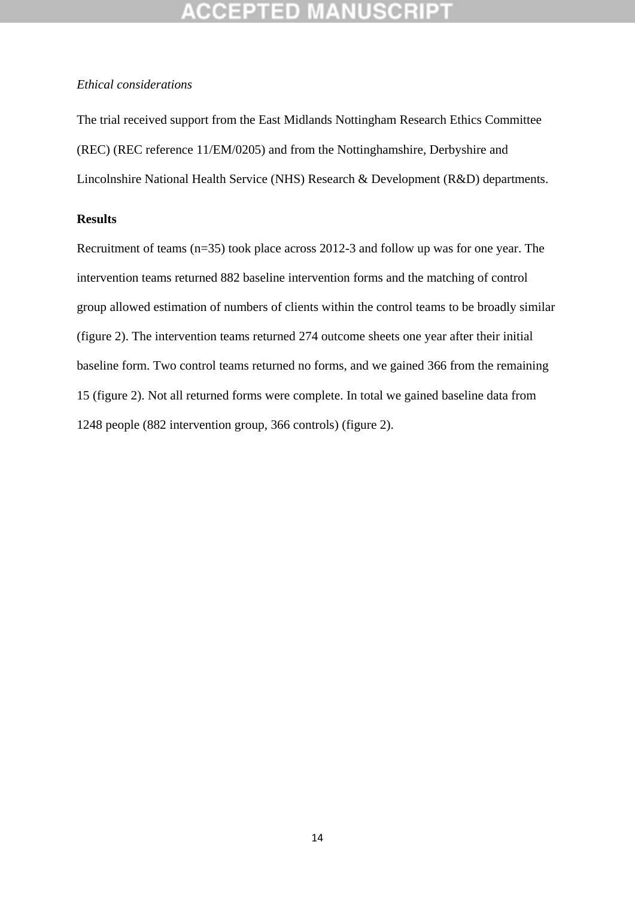*Ethical considerations*

The trial received support from the East Midlands Nottingham Research Ethics Committee (REC) (REC reference 11/EM/0205) and from the Nottinghamshire, Derbyshire and Lincolnshire National Health Service (NHS) Research & Development (R&D) departments.

**Results**

Recruitment of teams (n=35) took place across 2012-3 and follow up was for one year. The intervention teams returned 882 baseline intervention forms and the matching of control group allowed estimation of numbers of clients within the control teams to be broadly similar (figure 2). The intervention teams returned 274 outcome sheets one year after their initial baseline form. Two control teams returned no forms, and we gained 366 from the remaining 15 (figure 2). Not all returned forms were complete. In total we gained baseline data from 1248 people (882 intervention group, 366 controls) (figure 2).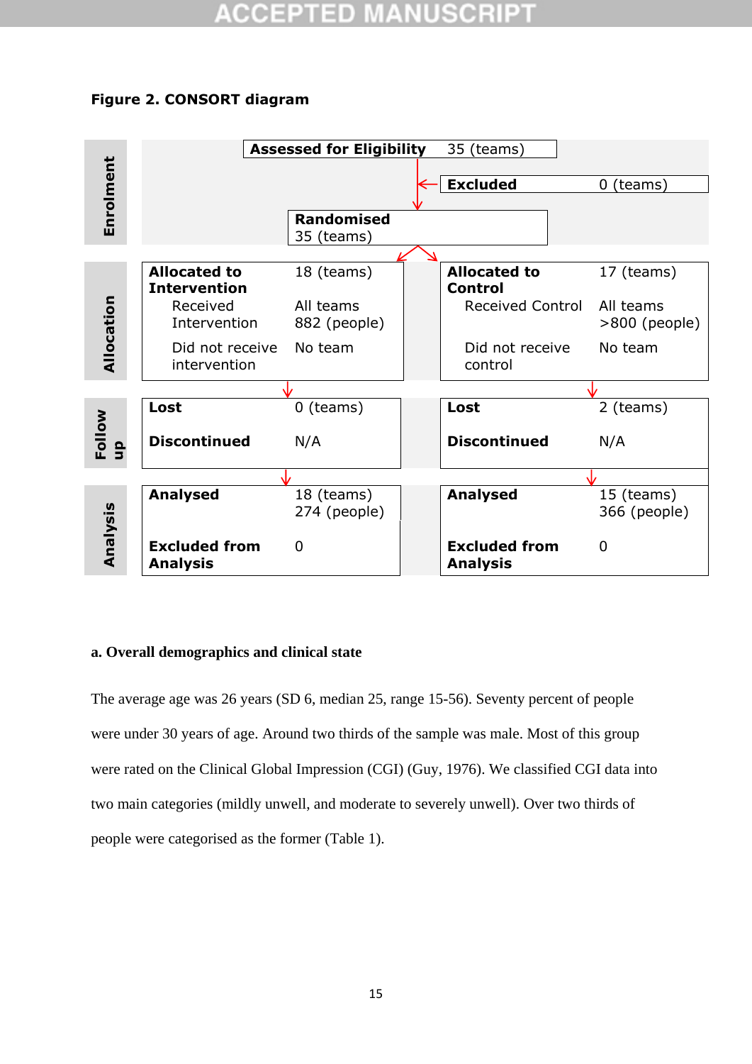**Figure 2. CONSORT diagram**

| | | |
|---|---|---|
| **Enrolment** | **Assessed for Eligibility** 35 (teams) | |
| | **Excluded** 0 (teams) | |
| | **Randomised** 35 (teams) | |

| | Intervention | | Control | |
|---|---|---|---|---|
| **Allocation** | **Allocated to Intervention** | 18 (teams) | **Allocated to Control** | 17 (teams) |
| | Received Intervention | All teams 882 (people) | Received Control | All teams >800 (people) |
| | Did not receive intervention | No team | Did not receive control | No team |
| **Follow up** | **Lost** | 0 (teams) | **Lost** | 2 (teams) |
| | **Discontinued** | N/A | **Discontinued** | N/A |
| **Analysis** | **Analysed** | 18 (teams) 274 (people) | **Analysed** | 15 (teams) 366 (people) |
| | **Excluded from Analysis** | 0 | **Excluded from Analysis** | 0 |

**a. Overall demographics and clinical state**

The average age was 26 years (SD 6, median 25, range 15-56). Seventy percent of people were under 30 years of age. Around two thirds of the sample was male. Most of this group were rated on the Clinical Global Impression (CGI) (Guy, 1976). We classified CGI data into two main categories (mildly unwell, and moderate to severely unwell). Over two thirds of people were categorised as the former (Table 1).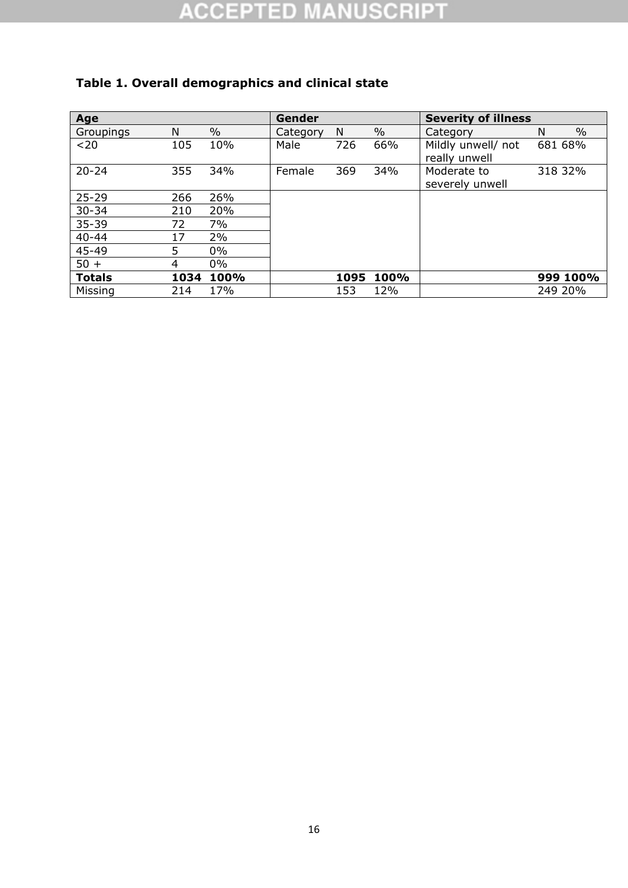**Table 1. Overall demographics and clinical state**

| Age | | | Gender | | | Severity of illness | | |
|---|---|---|---|---|---|---|---|---|
| Groupings | N | % | Category | N | % | Category | N | % |
| <20 | 105 | 10% | Male | 726 | 66% | Mildly unwell/ not really unwell | 681 | 68% |
| 20-24 | 355 | 34% | Female | 369 | 34% | Moderate to severely unwell | 318 | 32% |
| 25-29 | 266 | 26% | | | | | | |
| 30-34 | 210 | 20% | | | | | | |
| 35-39 | 72 | 7% | | | | | | |
| 40-44 | 17 | 2% | | | | | | |
| 45-49 | 5 | 0% | | | | | | |
| 50 + | 4 | 0% | | | | | | |
| **Totals** | **1034** | **100%** | | **1095** | **100%** | | **999** | **100%** |
| Missing | 214 | 17% | | 153 | 12% | | 249 | 20% |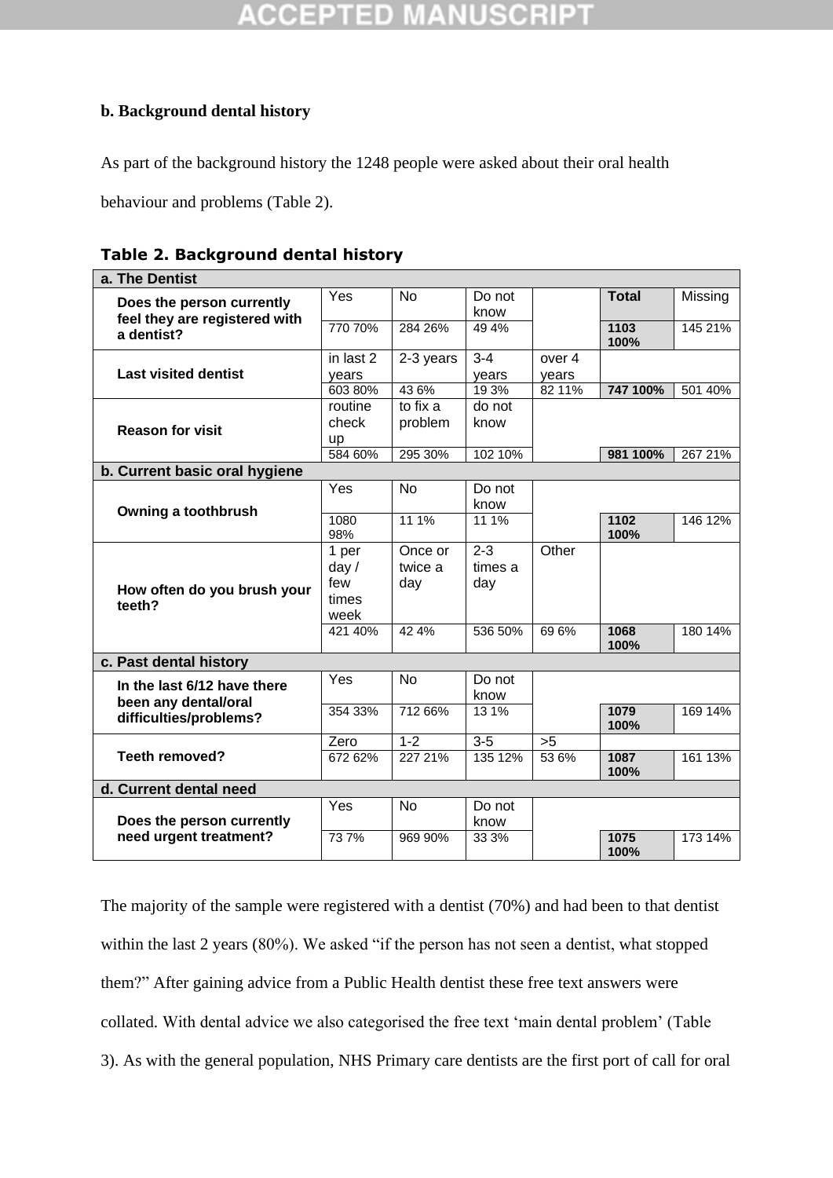**b. Background dental history**

As part of the background history the 1248 people were asked about their oral health behaviour and problems (Table 2).

**Table 2. Background dental history**

| **a. The Dentist** | | | | | | |
|---|---|---|---|---|---|---|
| **Does the person currently feel they are registered with a dentist?** | Yes | No | Do not know | | **Total** | Missing |
| | 770 70% | 284 26% | 49 4% | | **1103 100%** | 145 21% |
| **Last visited dentist** | in last 2 years | 2-3 years | 3-4 years | over 4 years | | |
| | 603 80% | 43 6% | 19 3% | 82 11% | **747 100%** | 501 40% |
| **Reason for visit** | routine check up | to fix a problem | do not know | | | |
| | 584 60% | 295 30% | 102 10% | | **981 100%** | 267 21% |
| **b. Current basic oral hygiene** | | | | | | |
| **Owning a toothbrush** | Yes | No | Do not know | | | |
| | 1080 98% | 11 1% | 11 1% | | **1102 100%** | 146 12% |
| **How often do you brush your teeth?** | 1 per day / few times week | Once or twice a day | 2-3 times a day | Other | | |
| | 421 40% | 42 4% | 536 50% | 69 6% | **1068 100%** | 180 14% |
| **c. Past dental history** | | | | | | |
| **In the last 6/12 have there been any dental/oral difficulties/problems?** | Yes | No | Do not know | | | |
| | 354 33% | 712 66% | 13 1% | | **1079 100%** | 169 14% |
| **Teeth removed?** | Zero | 1-2 | 3-5 | >5 | | |
| | 672 62% | 227 21% | 135 12% | 53 6% | **1087 100%** | 161 13% |
| **d. Current dental need** | | | | | | |
| **Does the person currently need urgent treatment?** | Yes | No | Do not know | | | |
| | 73 7% | 969 90% | 33 3% | | **1075 100%** | 173 14% |

The majority of the sample were registered with a dentist (70%) and had been to that dentist within the last 2 years (80%). We asked "if the person has not seen a dentist, what stopped them?" After gaining advice from a Public Health dentist these free text answers were collated. With dental advice we also categorised the free text 'main dental problem' (Table 3). As with the general population, NHS Primary care dentists are the first port of call for oral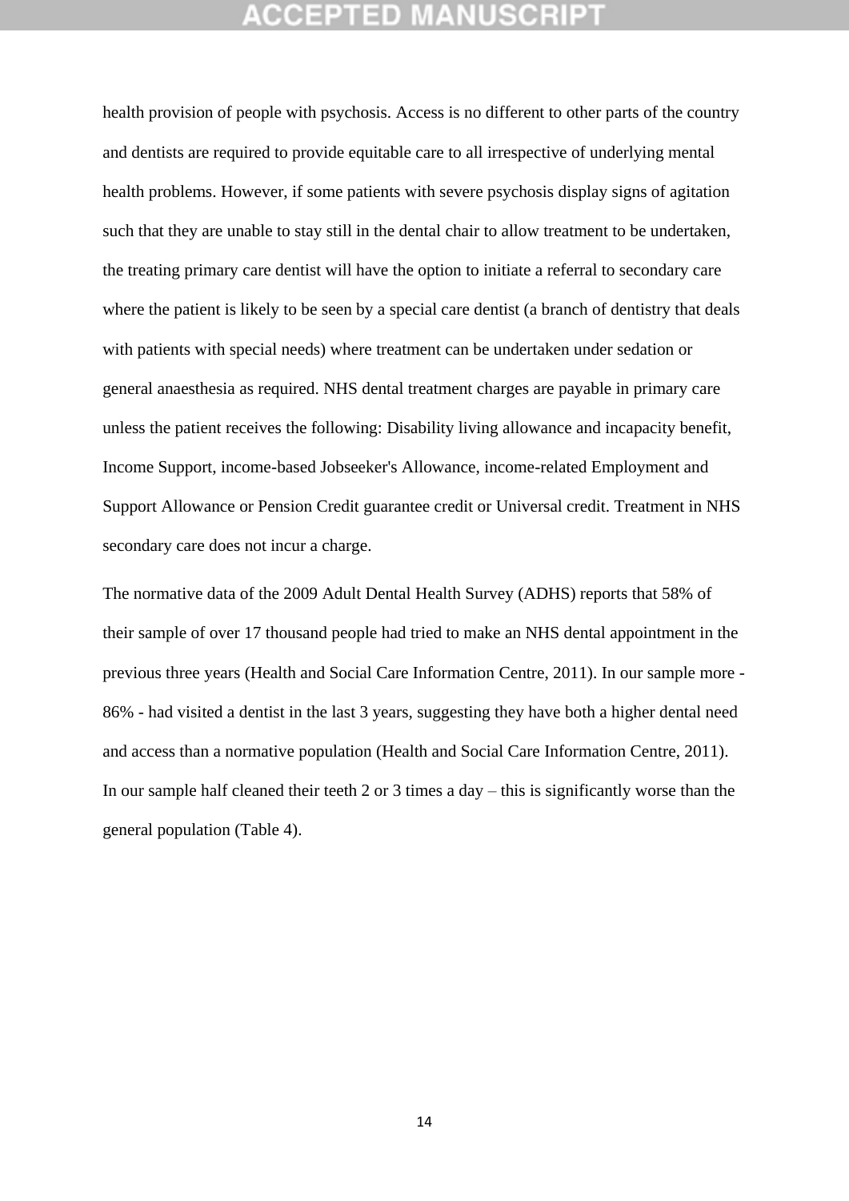health provision of people with psychosis. Access is no different to other parts of the country and dentists are required to provide equitable care to all irrespective of underlying mental health problems. However, if some patients with severe psychosis display signs of agitation such that they are unable to stay still in the dental chair to allow treatment to be undertaken, the treating primary care dentist will have the option to initiate a referral to secondary care where the patient is likely to be seen by a special care dentist (a branch of dentistry that deals with patients with special needs) where treatment can be undertaken under sedation or general anaesthesia as required. NHS dental treatment charges are payable in primary care unless the patient receives the following: Disability living allowance and incapacity benefit, Income Support, income-based Jobseeker's Allowance, income-related Employment and Support Allowance or Pension Credit guarantee credit or Universal credit. Treatment in NHS secondary care does not incur a charge.

The normative data of the 2009 Adult Dental Health Survey (ADHS) reports that 58% of their sample of over 17 thousand people had tried to make an NHS dental appointment in the previous three years (Health and Social Care Information Centre, 2011). In our sample more - 86% - had visited a dentist in the last 3 years, suggesting they have both a higher dental need and access than a normative population (Health and Social Care Information Centre, 2011). In our sample half cleaned their teeth 2 or 3 times a day – this is significantly worse than the general population (Table 4).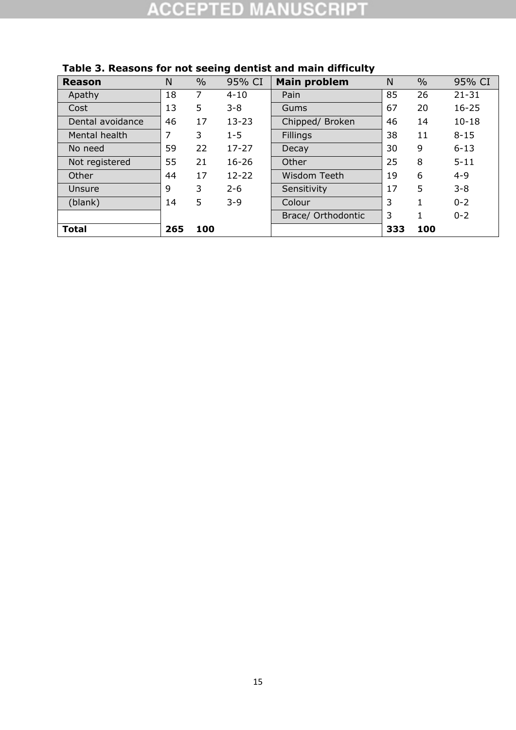**Table 3. Reasons for not seeing dentist and main difficulty**

| **Reason** | N | % | 95% CI | **Main problem** | N | % | 95% CI |
|---|---|---|---|---|---|---|---|
| Apathy | 18 | 7 | 4-10 | Pain | 85 | 26 | 21-31 |
| Cost | 13 | 5 | 3-8 | Gums | 67 | 20 | 16-25 |
| Dental avoidance | 46 | 17 | 13-23 | Chipped/ Broken | 46 | 14 | 10-18 |
| Mental health | 7 | 3 | 1-5 | Fillings | 38 | 11 | 8-15 |
| No need | 59 | 22 | 17-27 | Decay | 30 | 9 | 6-13 |
| Not registered | 55 | 21 | 16-26 | Other | 25 | 8 | 5-11 |
| Other | 44 | 17 | 12-22 | Wisdom Teeth | 19 | 6 | 4-9 |
| Unsure | 9 | 3 | 2-6 | Sensitivity | 17 | 5 | 3-8 |
| (blank) | 14 | 5 | 3-9 | Colour | 3 | 1 | 0-2 |
| | | | | Brace/ Orthodontic | 3 | 1 | 0-2 |
| **Total** | **265** | **100** | | | **333** | **100** | |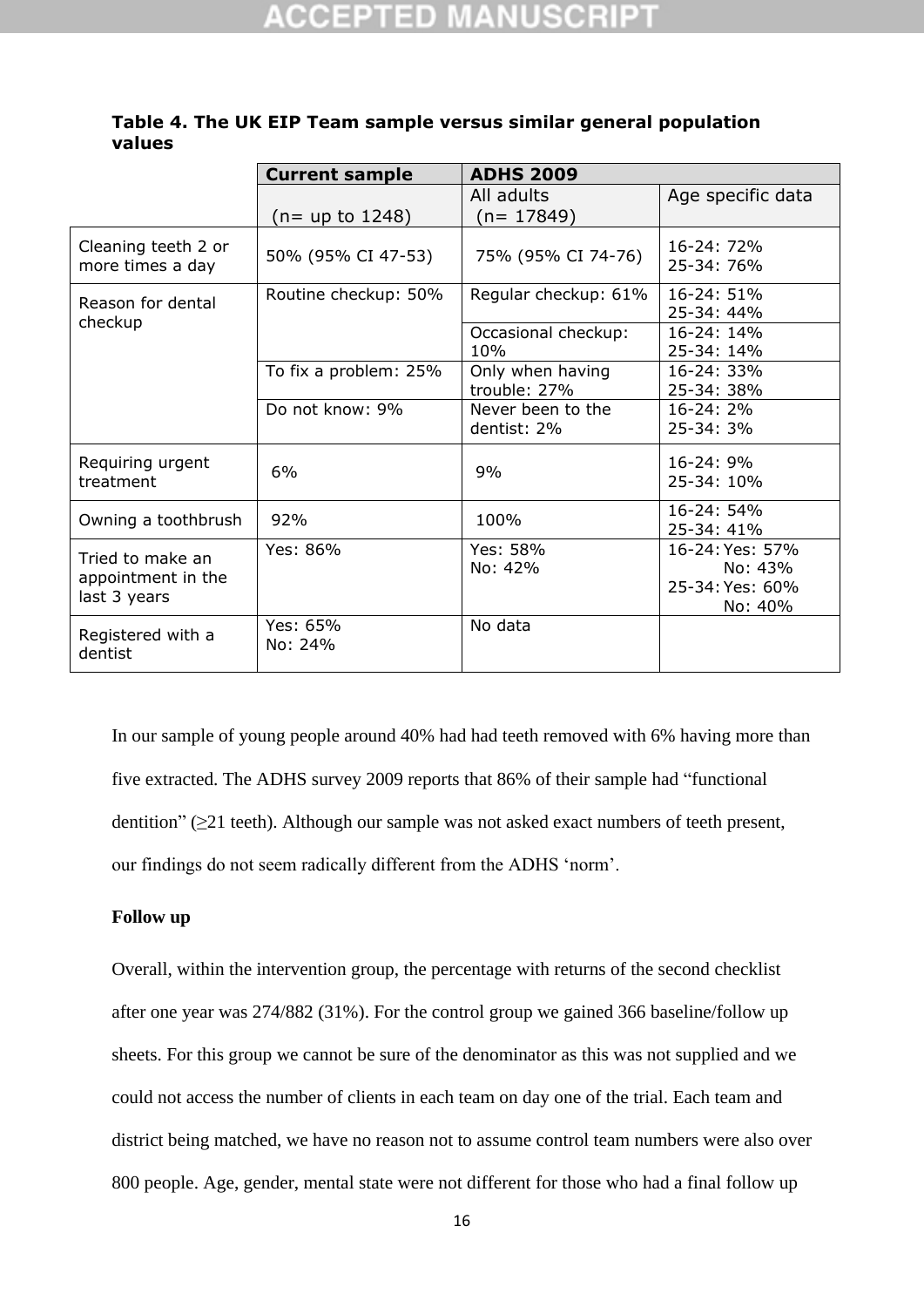**Table 4. The UK EIP Team sample versus similar general population values**

| | Current sample | ADHS 2009 | |
|---|---|---|---|
| | (n= up to 1248) | All adults (n= 17849) | Age specific data |
| Cleaning teeth 2 or more times a day | 50% (95% CI 47-53) | 75% (95% CI 74-76) | 16-24: 72%<br>25-34: 76% |
| Reason for dental checkup | Routine checkup: 50% | Regular checkup: 61% | 16-24: 51%<br>25-34: 44% |
| | | Occasional checkup: 10% | 16-24: 14%<br>25-34: 14% |
| | To fix a problem: 25% | Only when having trouble: 27% | 16-24: 33%<br>25-34: 38% |
| | Do not know: 9% | Never been to the dentist: 2% | 16-24: 2%<br>25-34: 3% |
| Requiring urgent treatment | 6% | 9% | 16-24: 9%<br>25-34: 10% |
| Owning a toothbrush | 92% | 100% | 16-24: 54%<br>25-34: 41% |
| Tried to make an appointment in the last 3 years | Yes: 86% | Yes: 58%<br>No: 42% | 16-24: Yes: 57%<br>No: 43%<br>25-34: Yes: 60%<br>No: 40% |
| Registered with a dentist | Yes: 65%<br>No: 24% | No data | |

In our sample of young people around 40% had had teeth removed with 6% having more than five extracted. The ADHS survey 2009 reports that 86% of their sample had "functional dentition" (≥21 teeth). Although our sample was not asked exact numbers of teeth present, our findings do not seem radically different from the ADHS 'norm'.

**Follow up**

Overall, within the intervention group, the percentage with returns of the second checklist after one year was 274/882 (31%). For the control group we gained 366 baseline/follow up sheets. For this group we cannot be sure of the denominator as this was not supplied and we could not access the number of clients in each team on day one of the trial. Each team and district being matched, we have no reason not to assume control team numbers were also over 800 people. Age, gender, mental state were not different for those who had a final follow up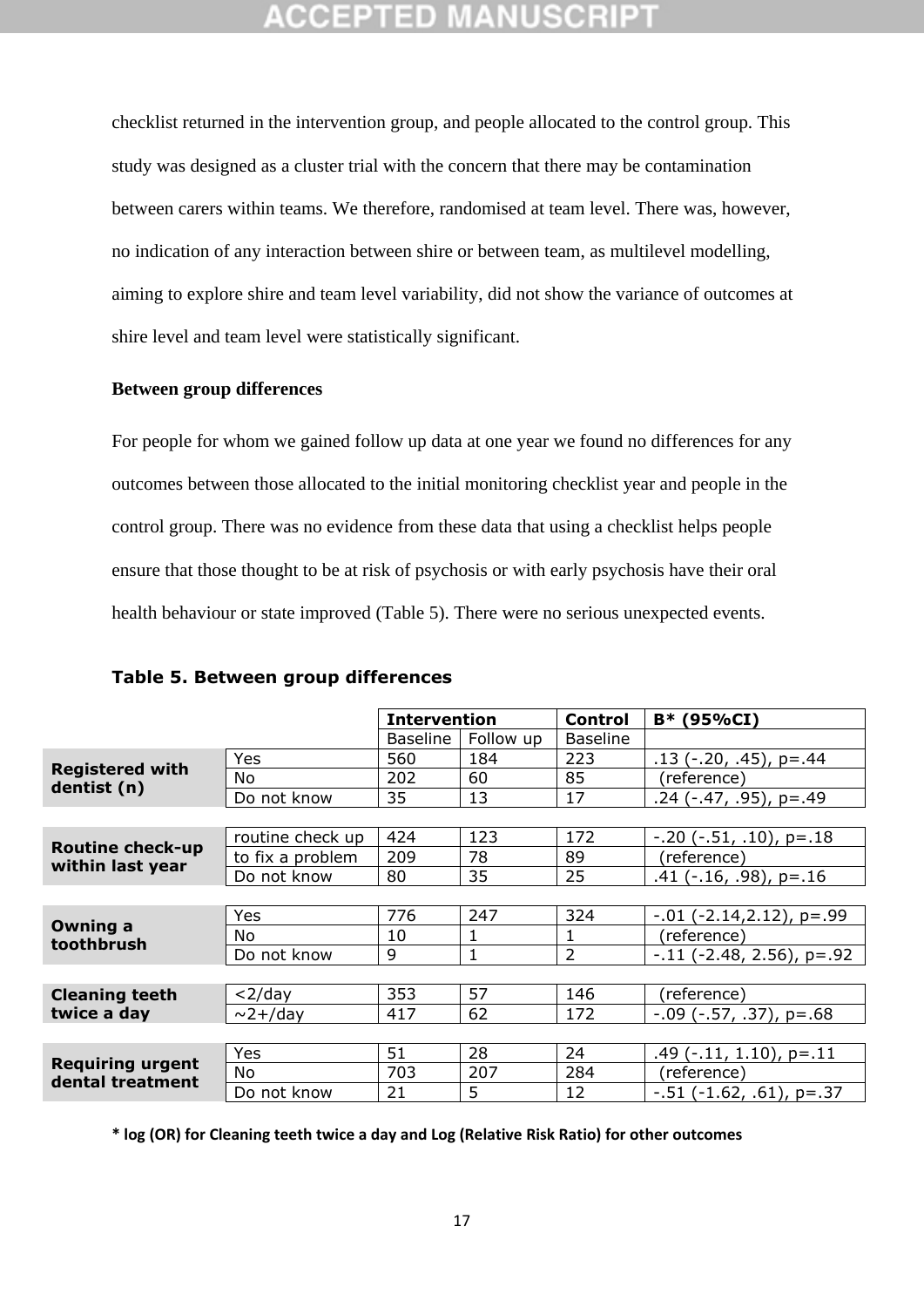checklist returned in the intervention group, and people allocated to the control group. This study was designed as a cluster trial with the concern that there may be contamination between carers within teams. We therefore, randomised at team level. There was, however, no indication of any interaction between shire or between team, as multilevel modelling, aiming to explore shire and team level variability, did not show the variance of outcomes at shire level and team level were statistically significant.

**Between group differences**

For people for whom we gained follow up data at one year we found no differences for any outcomes between those allocated to the initial monitoring checklist year and people in the control group. There was no evidence from these data that using a checklist helps people ensure that those thought to be at risk of psychosis or with early psychosis have their oral health behaviour or state improved (Table 5). There were no serious unexpected events.

**Table 5. Between group differences**

| | | Intervention | | Control | B* (95%CI) |
|---|---|---|---|---|---|
| | | Baseline | Follow up | Baseline | |
| **Registered with dentist (n)** | Yes | 560 | 184 | 223 | .13 (-.20, .45), p=.44 |
| | No | 202 | 60 | 85 | (reference) |
| | Do not know | 35 | 13 | 17 | .24 (-.47, .95), p=.49 |
| **Routine check-up within last year** | routine check up | 424 | 123 | 172 | -.20 (-.51, .10), p=.18 |
| | to fix a problem | 209 | 78 | 89 | (reference) |
| | Do not know | 80 | 35 | 25 | .41 (-.16, .98), p=.16 |
| **Owning a toothbrush** | Yes | 776 | 247 | 324 | -.01 (-2.14,2.12), p=.99 |
| | No | 10 | 1 | 1 | (reference) |
| | Do not know | 9 | 1 | 2 | -.11 (-2.48, 2.56), p=.92 |
| **Cleaning teeth twice a day** | <2/day | 353 | 57 | 146 | (reference) |
| | ~2+/day | 417 | 62 | 172 | -.09 (-.57, .37), p=.68 |
| **Requiring urgent dental treatment** | Yes | 51 | 28 | 24 | .49 (-.11, 1.10), p=.11 |
| | No | 703 | 207 | 284 | (reference) |
| | Do not know | 21 | 5 | 12 | -.51 (-1.62, .61), p=.37 |

**\* log (OR) for Cleaning teeth twice a day and Log (Relative Risk Ratio) for other outcomes**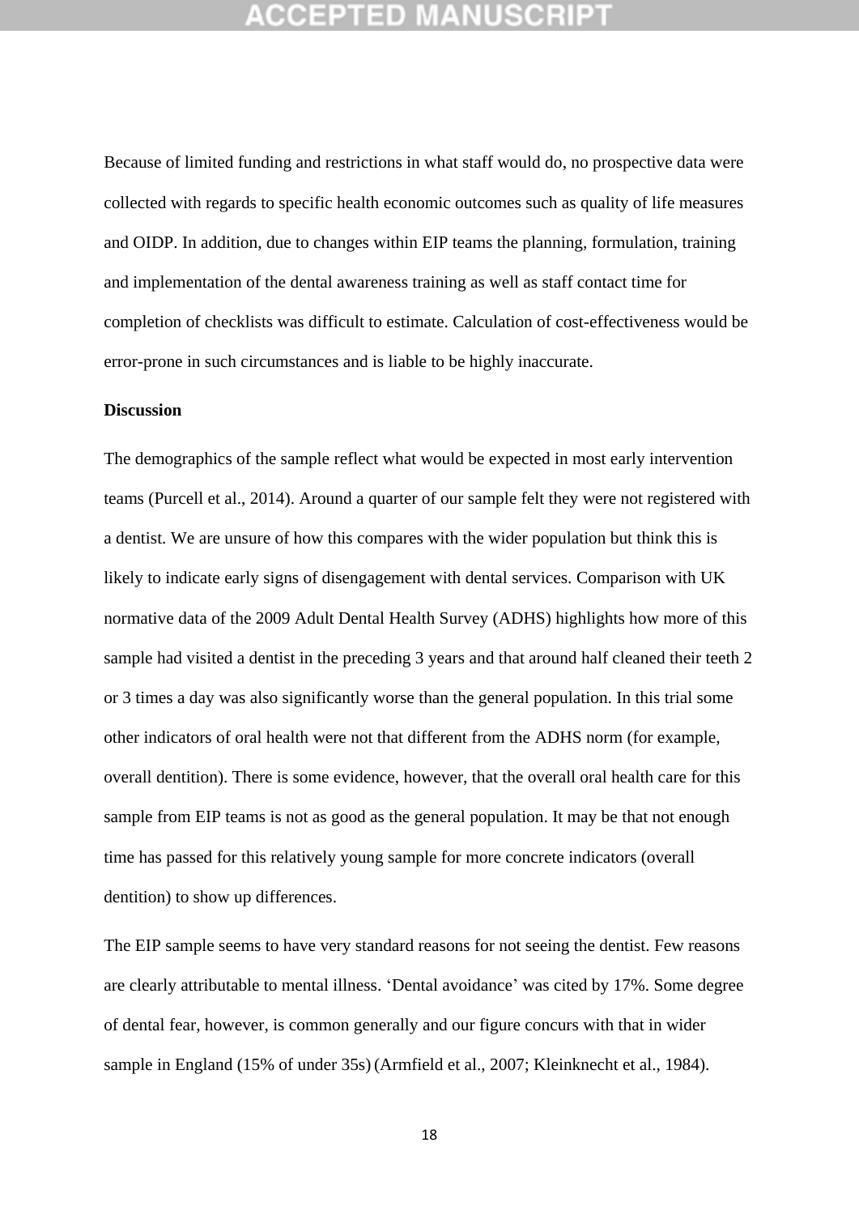Because of limited funding and restrictions in what staff would do, no prospective data were collected with regards to specific health economic outcomes such as quality of life measures and OIDP. In addition, due to changes within EIP teams the planning, formulation, training and implementation of the dental awareness training as well as staff contact time for completion of checklists was difficult to estimate. Calculation of cost-effectiveness would be error-prone in such circumstances and is liable to be highly inaccurate.

**Discussion**

The demographics of the sample reflect what would be expected in most early intervention teams (Purcell et al., 2014). Around a quarter of our sample felt they were not registered with a dentist. We are unsure of how this compares with the wider population but think this is likely to indicate early signs of disengagement with dental services. Comparison with UK normative data of the 2009 Adult Dental Health Survey (ADHS) highlights how more of this sample had visited a dentist in the preceding 3 years and that around half cleaned their teeth 2 or 3 times a day was also significantly worse than the general population. In this trial some other indicators of oral health were not that different from the ADHS norm (for example, overall dentition). There is some evidence, however, that the overall oral health care for this sample from EIP teams is not as good as the general population. It may be that not enough time has passed for this relatively young sample for more concrete indicators (overall dentition) to show up differences.

The EIP sample seems to have very standard reasons for not seeing the dentist. Few reasons are clearly attributable to mental illness. 'Dental avoidance' was cited by 17%. Some degree of dental fear, however, is common generally and our figure concurs with that in wider sample in England (15% of under 35s) (Armfield et al., 2007; Kleinknecht et al., 1984).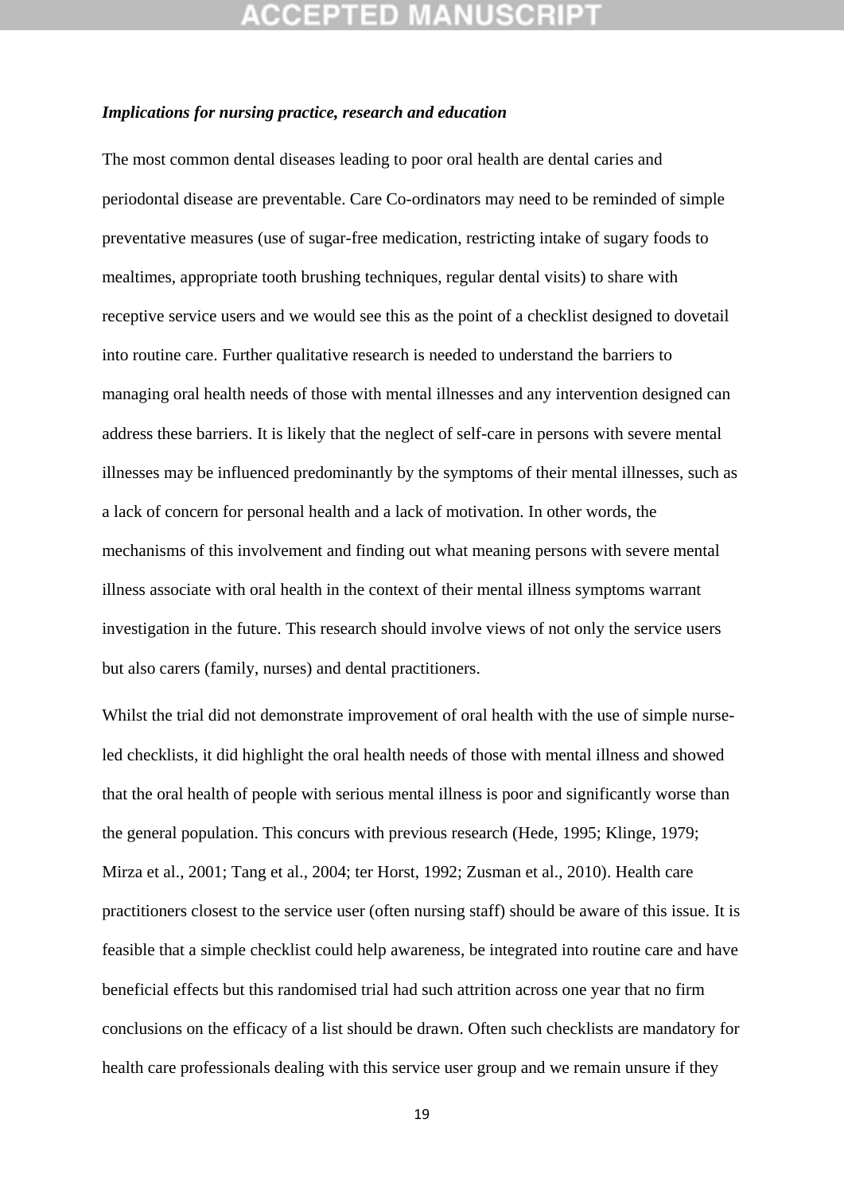***Implications for nursing practice, research and education***

The most common dental diseases leading to poor oral health are dental caries and periodontal disease are preventable. Care Co-ordinators may need to be reminded of simple preventative measures (use of sugar-free medication, restricting intake of sugary foods to mealtimes, appropriate tooth brushing techniques, regular dental visits) to share with receptive service users and we would see this as the point of a checklist designed to dovetail into routine care. Further qualitative research is needed to understand the barriers to managing oral health needs of those with mental illnesses and any intervention designed can address these barriers. It is likely that the neglect of self-care in persons with severe mental illnesses may be influenced predominantly by the symptoms of their mental illnesses, such as a lack of concern for personal health and a lack of motivation. In other words, the mechanisms of this involvement and finding out what meaning persons with severe mental illness associate with oral health in the context of their mental illness symptoms warrant investigation in the future. This research should involve views of not only the service users but also carers (family, nurses) and dental practitioners.

Whilst the trial did not demonstrate improvement of oral health with the use of simple nurse-led checklists, it did highlight the oral health needs of those with mental illness and showed that the oral health of people with serious mental illness is poor and significantly worse than the general population. This concurs with previous research (Hede, 1995; Klinge, 1979; Mirza et al., 2001; Tang et al., 2004; ter Horst, 1992; Zusman et al., 2010). Health care practitioners closest to the service user (often nursing staff) should be aware of this issue. It is feasible that a simple checklist could help awareness, be integrated into routine care and have beneficial effects but this randomised trial had such attrition across one year that no firm conclusions on the efficacy of a list should be drawn. Often such checklists are mandatory for health care professionals dealing with this service user group and we remain unsure if they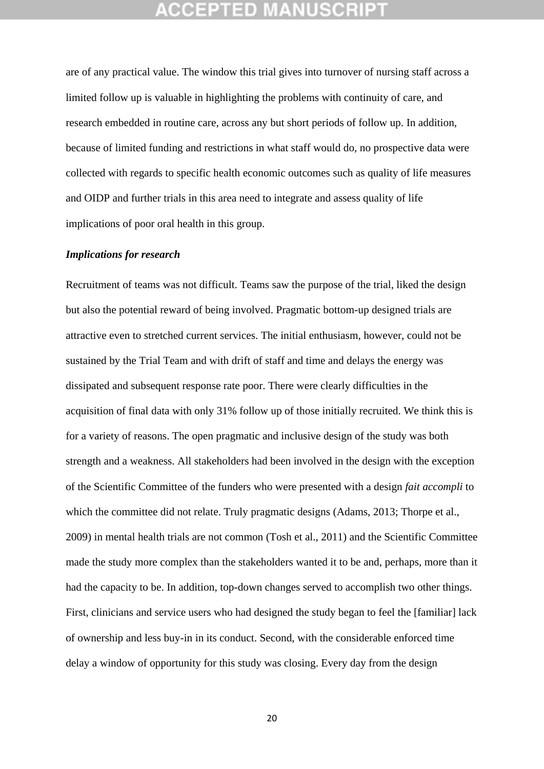are of any practical value. The window this trial gives into turnover of nursing staff across a limited follow up is valuable in highlighting the problems with continuity of care, and research embedded in routine care, across any but short periods of follow up. In addition, because of limited funding and restrictions in what staff would do, no prospective data were collected with regards to specific health economic outcomes such as quality of life measures and OIDP and further trials in this area need to integrate and assess quality of life implications of poor oral health in this group.

***Implications for research***

Recruitment of teams was not difficult. Teams saw the purpose of the trial, liked the design but also the potential reward of being involved. Pragmatic bottom-up designed trials are attractive even to stretched current services. The initial enthusiasm, however, could not be sustained by the Trial Team and with drift of staff and time and delays the energy was dissipated and subsequent response rate poor. There were clearly difficulties in the acquisition of final data with only 31% follow up of those initially recruited. We think this is for a variety of reasons. The open pragmatic and inclusive design of the study was both strength and a weakness. All stakeholders had been involved in the design with the exception of the Scientific Committee of the funders who were presented with a design *fait accompli* to which the committee did not relate. Truly pragmatic designs (Adams, 2013; Thorpe et al., 2009) in mental health trials are not common (Tosh et al., 2011) and the Scientific Committee made the study more complex than the stakeholders wanted it to be and, perhaps, more than it had the capacity to be. In addition, top-down changes served to accomplish two other things. First, clinicians and service users who had designed the study began to feel the [familiar] lack of ownership and less buy-in in its conduct. Second, with the considerable enforced time delay a window of opportunity for this study was closing. Every day from the design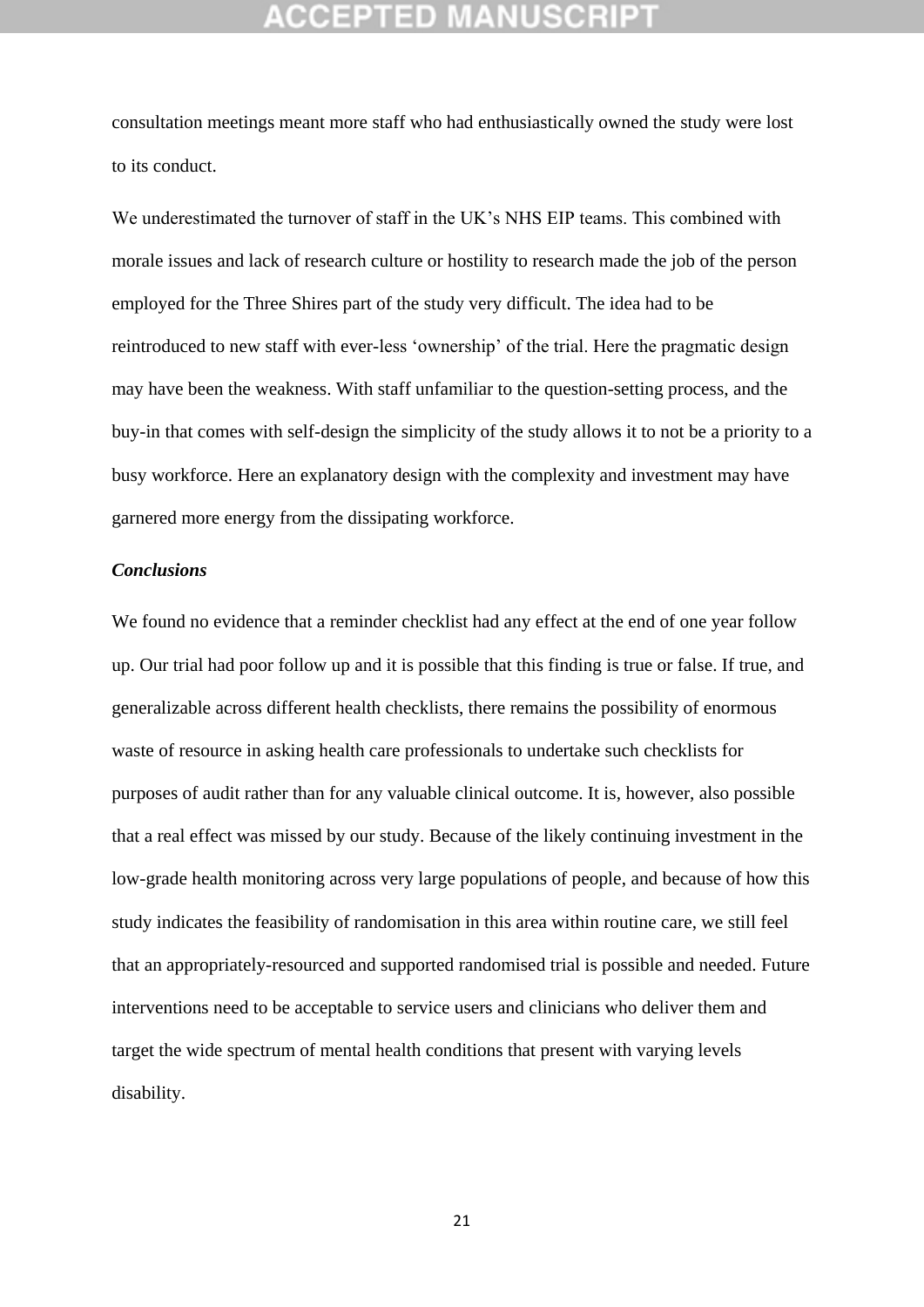consultation meetings meant more staff who had enthusiastically owned the study were lost to its conduct.

We underestimated the turnover of staff in the UK's NHS EIP teams. This combined with morale issues and lack of research culture or hostility to research made the job of the person employed for the Three Shires part of the study very difficult. The idea had to be reintroduced to new staff with ever-less 'ownership' of the trial. Here the pragmatic design may have been the weakness. With staff unfamiliar to the question-setting process, and the buy-in that comes with self-design the simplicity of the study allows it to not be a priority to a busy workforce. Here an explanatory design with the complexity and investment may have garnered more energy from the dissipating workforce.

***Conclusions***

We found no evidence that a reminder checklist had any effect at the end of one year follow up. Our trial had poor follow up and it is possible that this finding is true or false. If true, and generalizable across different health checklists, there remains the possibility of enormous waste of resource in asking health care professionals to undertake such checklists for purposes of audit rather than for any valuable clinical outcome. It is, however, also possible that a real effect was missed by our study. Because of the likely continuing investment in the low-grade health monitoring across very large populations of people, and because of how this study indicates the feasibility of randomisation in this area within routine care, we still feel that an appropriately-resourced and supported randomised trial is possible and needed. Future interventions need to be acceptable to service users and clinicians who deliver them and target the wide spectrum of mental health conditions that present with varying levels disability.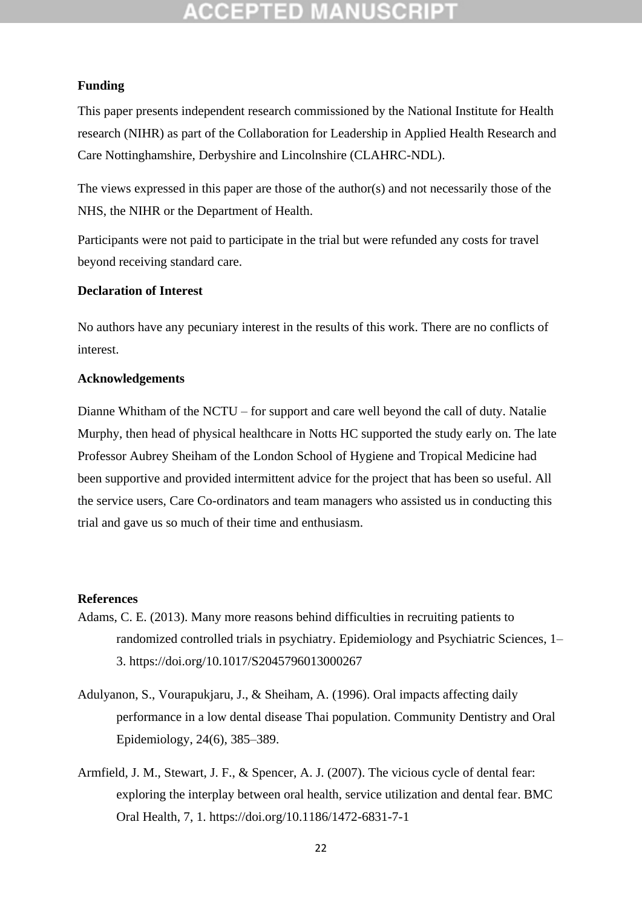## Funding

This paper presents independent research commissioned by the National Institute for Health research (NIHR) as part of the Collaboration for Leadership in Applied Health Research and Care Nottinghamshire, Derbyshire and Lincolnshire (CLAHRC-NDL).

The views expressed in this paper are those of the author(s) and not necessarily those of the NHS, the NIHR or the Department of Health.

Participants were not paid to participate in the trial but were refunded any costs for travel beyond receiving standard care.

## Declaration of Interest

No authors have any pecuniary interest in the results of this work. There are no conflicts of interest.

## Acknowledgements

Dianne Whitham of the NCTU – for support and care well beyond the call of duty. Natalie Murphy, then head of physical healthcare in Notts HC supported the study early on. The late Professor Aubrey Sheiham of the London School of Hygiene and Tropical Medicine had been supportive and provided intermittent advice for the project that has been so useful. All the service users, Care Co-ordinators and team managers who assisted us in conducting this trial and gave us so much of their time and enthusiasm.

## References

Adams, C. E. (2013). Many more reasons behind difficulties in recruiting patients to randomized controlled trials in psychiatry. Epidemiology and Psychiatric Sciences, 1–3. https://doi.org/10.1017/S2045796013000267

Adulyanon, S., Vourapukjaru, J., & Sheiham, A. (1996). Oral impacts affecting daily performance in a low dental disease Thai population. Community Dentistry and Oral Epidemiology, 24(6), 385–389.

Armfield, J. M., Stewart, J. F., & Spencer, A. J. (2007). The vicious cycle of dental fear: exploring the interplay between oral health, service utilization and dental fear. BMC Oral Health, 7, 1. https://doi.org/10.1186/1472-6831-7-1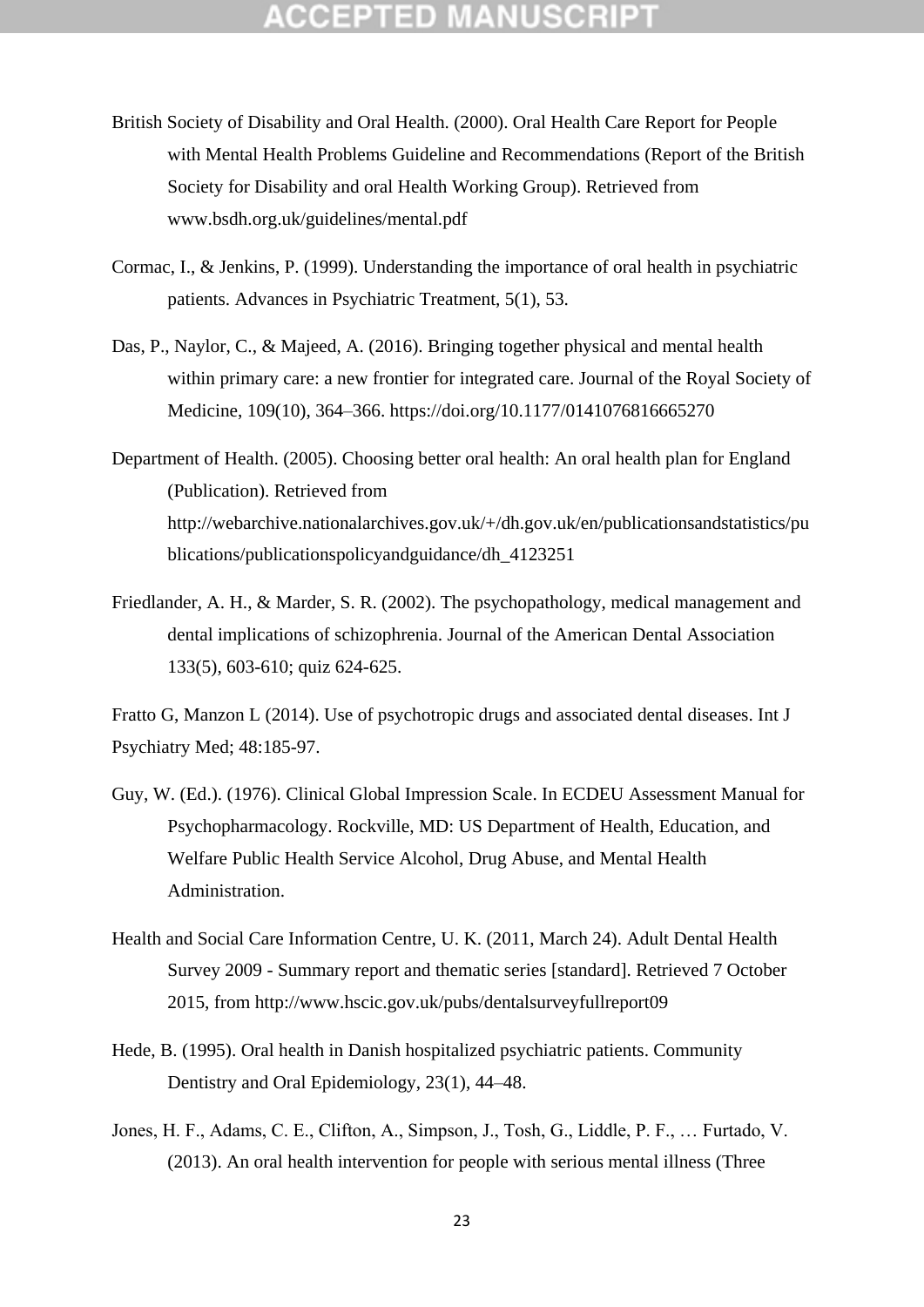British Society of Disability and Oral Health. (2000). Oral Health Care Report for People with Mental Health Problems Guideline and Recommendations (Report of the British Society for Disability and oral Health Working Group). Retrieved from www.bsdh.org.uk/guidelines/mental.pdf

Cormac, I., & Jenkins, P. (1999). Understanding the importance of oral health in psychiatric patients. Advances in Psychiatric Treatment, 5(1), 53.

Das, P., Naylor, C., & Majeed, A. (2016). Bringing together physical and mental health within primary care: a new frontier for integrated care. Journal of the Royal Society of Medicine, 109(10), 364–366. https://doi.org/10.1177/0141076816665270

Department of Health. (2005). Choosing better oral health: An oral health plan for England (Publication). Retrieved from http://webarchive.nationalarchives.gov.uk/+/dh.gov.uk/en/publicationsandstatistics/publications/publicationspolicyandguidance/dh_4123251

Friedlander, A. H., & Marder, S. R. (2002). The psychopathology, medical management and dental implications of schizophrenia. Journal of the American Dental Association 133(5), 603-610; quiz 624-625.

Fratto G, Manzon L (2014). Use of psychotropic drugs and associated dental diseases. Int J Psychiatry Med; 48:185-97.

Guy, W. (Ed.). (1976). Clinical Global Impression Scale. In ECDEU Assessment Manual for Psychopharmacology. Rockville, MD: US Department of Health, Education, and Welfare Public Health Service Alcohol, Drug Abuse, and Mental Health Administration.

Health and Social Care Information Centre, U. K. (2011, March 24). Adult Dental Health Survey 2009 - Summary report and thematic series [standard]. Retrieved 7 October 2015, from http://www.hscic.gov.uk/pubs/dentalsurveyfullreport09

Hede, B. (1995). Oral health in Danish hospitalized psychiatric patients. Community Dentistry and Oral Epidemiology, 23(1), 44–48.

Jones, H. F., Adams, C. E., Clifton, A., Simpson, J., Tosh, G., Liddle, P. F., … Furtado, V. (2013). An oral health intervention for people with serious mental illness (Three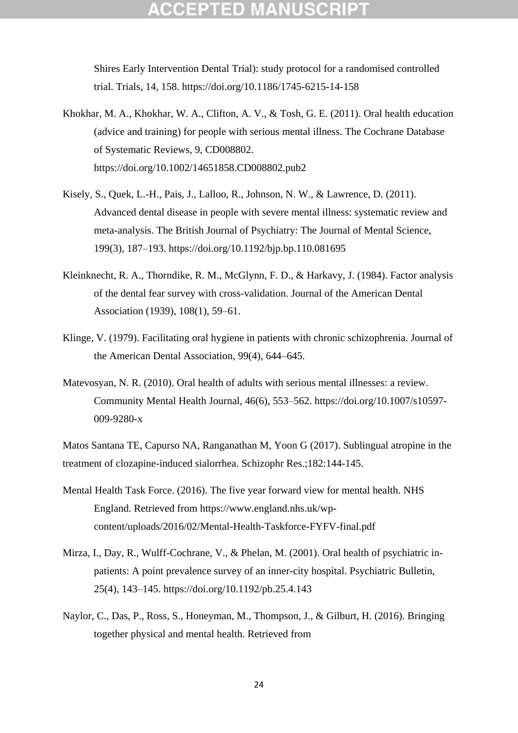Shires Early Intervention Dental Trial): study protocol for a randomised controlled trial. Trials, 14, 158. https://doi.org/10.1186/1745-6215-14-158

Khokhar, M. A., Khokhar, W. A., Clifton, A. V., & Tosh, G. E. (2011). Oral health education (advice and training) for people with serious mental illness. The Cochrane Database of Systematic Reviews, 9, CD008802. https://doi.org/10.1002/14651858.CD008802.pub2

Kisely, S., Quek, L.-H., Pais, J., Lalloo, R., Johnson, N. W., & Lawrence, D. (2011). Advanced dental disease in people with severe mental illness: systematic review and meta-analysis. The British Journal of Psychiatry: The Journal of Mental Science, 199(3), 187–193. https://doi.org/10.1192/bjp.bp.110.081695

Kleinknecht, R. A., Thorndike, R. M., McGlynn, F. D., & Harkavy, J. (1984). Factor analysis of the dental fear survey with cross-validation. Journal of the American Dental Association (1939), 108(1), 59–61.

Klinge, V. (1979). Facilitating oral hygiene in patients with chronic schizophrenia. Journal of the American Dental Association, 99(4), 644–645.

Matevosyan, N. R. (2010). Oral health of adults with serious mental illnesses: a review. Community Mental Health Journal, 46(6), 553–562. https://doi.org/10.1007/s10597-009-9280-x

Matos Santana TE, Capurso NA, Ranganathan M, Yoon G (2017). Sublingual atropine in the treatment of clozapine-induced sialorrhea. Schizophr Res.;182:144-145.

Mental Health Task Force. (2016). The five year forward view for mental health. NHS England. Retrieved from https://www.england.nhs.uk/wp-content/uploads/2016/02/Mental-Health-Taskforce-FYFV-final.pdf

Mirza, I., Day, R., Wulff-Cochrane, V., & Phelan, M. (2001). Oral health of psychiatric in-patients: A point prevalence survey of an inner-city hospital. Psychiatric Bulletin, 25(4), 143–145. https://doi.org/10.1192/pb.25.4.143

Naylor, C., Das, P., Ross, S., Honeyman, M., Thompson, J., & Gilburt, H. (2016). Bringing together physical and mental health. Retrieved from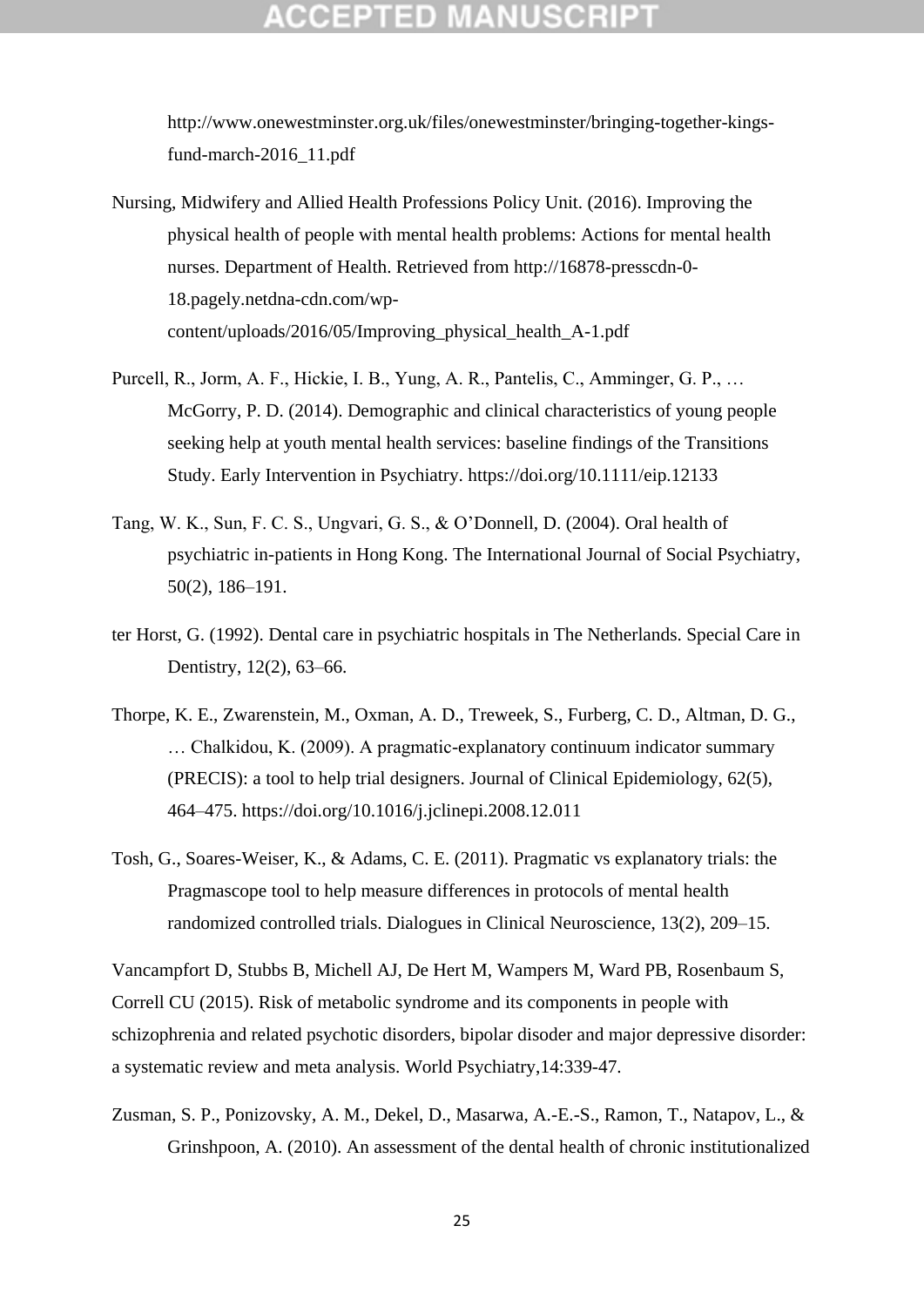http://www.onewestminster.org.uk/files/onewestminster/bringing-together-kings-fund-march-2016_11.pdf

Nursing, Midwifery and Allied Health Professions Policy Unit. (2016). Improving the physical health of people with mental health problems: Actions for mental health nurses. Department of Health. Retrieved from http://16878-presscdn-0-18.pagely.netdna-cdn.com/wp-content/uploads/2016/05/Improving_physical_health_A-1.pdf

Purcell, R., Jorm, A. F., Hickie, I. B., Yung, A. R., Pantelis, C., Amminger, G. P., … McGorry, P. D. (2014). Demographic and clinical characteristics of young people seeking help at youth mental health services: baseline findings of the Transitions Study. Early Intervention in Psychiatry. https://doi.org/10.1111/eip.12133

Tang, W. K., Sun, F. C. S., Ungvari, G. S., & O'Donnell, D. (2004). Oral health of psychiatric in-patients in Hong Kong. The International Journal of Social Psychiatry, 50(2), 186–191.

ter Horst, G. (1992). Dental care in psychiatric hospitals in The Netherlands. Special Care in Dentistry, 12(2), 63–66.

Thorpe, K. E., Zwarenstein, M., Oxman, A. D., Treweek, S., Furberg, C. D., Altman, D. G., … Chalkidou, K. (2009). A pragmatic-explanatory continuum indicator summary (PRECIS): a tool to help trial designers. Journal of Clinical Epidemiology, 62(5), 464–475. https://doi.org/10.1016/j.jclinepi.2008.12.011

Tosh, G., Soares-Weiser, K., & Adams, C. E. (2011). Pragmatic vs explanatory trials: the Pragmascope tool to help measure differences in protocols of mental health randomized controlled trials. Dialogues in Clinical Neuroscience, 13(2), 209–15.

Vancampfort D, Stubbs B, Michell AJ, De Hert M, Wampers M, Ward PB, Rosenbaum S, Correll CU (2015). Risk of metabolic syndrome and its components in people with schizophrenia and related psychotic disorders, bipolar disoder and major depressive disorder: a systematic review and meta analysis. World Psychiatry,14:339-47.

Zusman, S. P., Ponizovsky, A. M., Dekel, D., Masarwa, A.-E.-S., Ramon, T., Natapov, L., & Grinshpoon, A. (2010). An assessment of the dental health of chronic institutionalized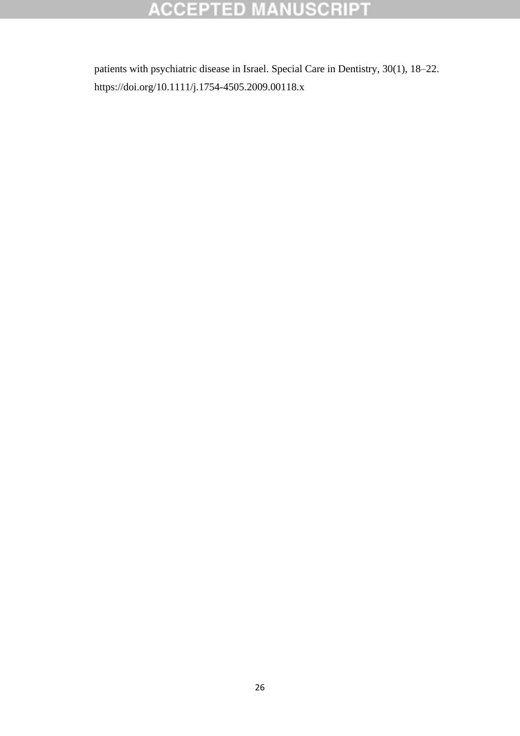patients with psychiatric disease in Israel. Special Care in Dentistry, 30(1), 18–22. https://doi.org/10.1111/j.1754-4505.2009.00118.x